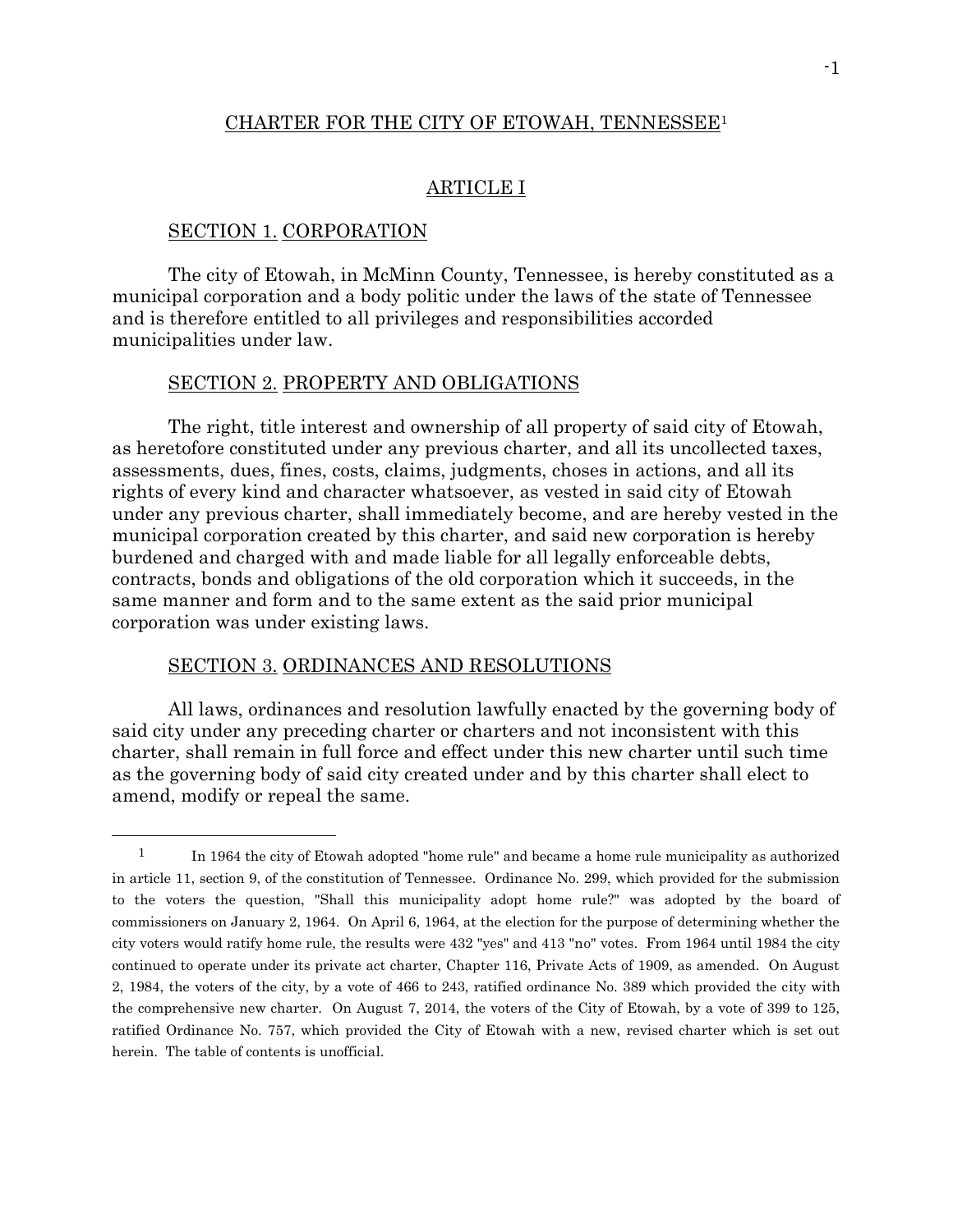# CHARTER FOR THE CITY OF ETOWAH, TENNESSEE[1]

## ARTICLE I

### SECTION 1. CORPORATION

The city of Etowah, in McMinn County, Tennessee, is hereby constituted as a municipal corporation and a body politic under the laws of the state of Tennessee and is therefore entitled to all privileges and responsibilities accorded municipalities under law.

### SECTION 2. PROPERTY AND OBLIGATIONS

The right, title interest and ownership of all property of said city of Etowah, as heretofore constituted under any previous charter, and all its uncollected taxes, assessments, dues, fines, costs, claims, judgments, choses in actions, and all its rights of every kind and character whatsoever, as vested in said city of Etowah under any previous charter, shall immediately become, and are hereby vested in the municipal corporation created by this charter, and said new corporation is hereby burdened and charged with and made liable for all legally enforceable debts, contracts, bonds and obligations of the old corporation which it succeeds, in the same manner and form and to the same extent as the said prior municipal corporation was under existing laws.

### SECTION 3. ORDINANCES AND RESOLUTIONS

All laws, ordinances and resolution lawfully enacted by the governing body of said city under any preceding charter or charters and not inconsistent with this charter, shall remain in full force and effect under this new charter until such time as the governing body of said city created under and by this charter shall elect to amend, modify or repeal the same.

---

[1] In 1964 the city of Etowah adopted "home rule" and became a home rule municipality as authorized in article 11, section 9, of the constitution of Tennessee. Ordinance No. 299, which provided for the submission to the voters the question, "Shall this municipality adopt home rule?" was adopted by the board of commissioners on January 2, 1964. On April 6, 1964, at the election for the purpose of determining whether the city voters would ratify home rule, the results were 432 "yes" and 413 "no" votes. From 1964 until 1984 the city continued to operate under its private act charter, Chapter 116, Private Acts of 1909, as amended. On August 2, 1984, the voters of the city, by a vote of 466 to 243, ratified ordinance No. 389 which provided the city with the comprehensive new charter. On August 7, 2014, the voters of the City of Etowah, by a vote of 399 to 125, ratified Ordinance No. 757, which provided the City of Etowah with a new, revised charter which is set out herein. The table of contents is unofficial.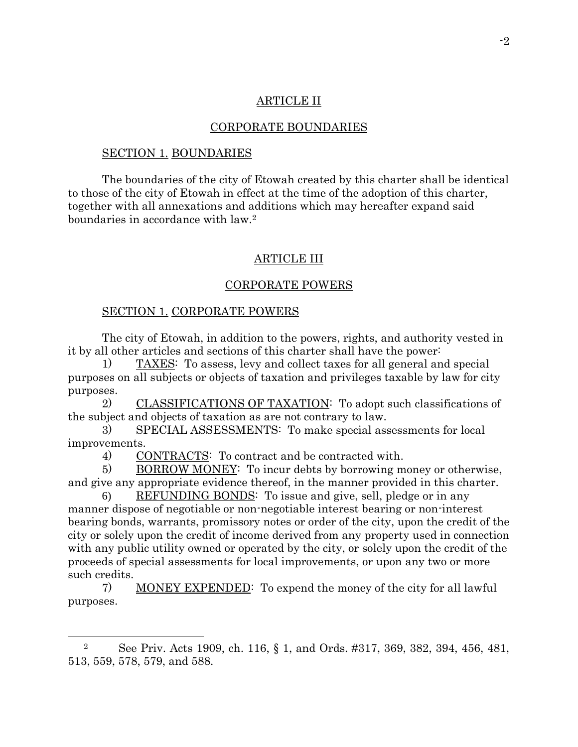## ARTICLE II

## CORPORATE BOUNDARIES

### SECTION 1. BOUNDARIES

The boundaries of the city of Etowah created by this charter shall be identical to those of the city of Etowah in effect at the time of the adoption of this charter, together with all annexations and additions which may hereafter expand said boundaries in accordance with law.[2]

## ARTICLE III

## CORPORATE POWERS

### SECTION 1. CORPORATE POWERS

The city of Etowah, in addition to the powers, rights, and authority vested in it by all other articles and sections of this charter shall have the power:

1) TAXES: To assess, levy and collect taxes for all general and special purposes on all subjects or objects of taxation and privileges taxable by law for city purposes.

2) CLASSIFICATIONS OF TAXATION: To adopt such classifications of the subject and objects of taxation as are not contrary to law.

3) SPECIAL ASSESSMENTS: To make special assessments for local improvements.

4) CONTRACTS: To contract and be contracted with.

5) BORROW MONEY: To incur debts by borrowing money or otherwise, and give any appropriate evidence thereof, in the manner provided in this charter.

6) REFUNDING BONDS: To issue and give, sell, pledge or in any manner dispose of negotiable or non-negotiable interest bearing or non-interest bearing bonds, warrants, promissory notes or order of the city, upon the credit of the city or solely upon the credit of income derived from any property used in connection with any public utility owned or operated by the city, or solely upon the credit of the proceeds of special assessments for local improvements, or upon any two or more such credits.

7) MONEY EXPENDED: To expend the money of the city for all lawful purposes.

---

[2] See Priv. Acts 1909, ch. 116, § 1, and Ords. #317, 369, 382, 394, 456, 481, 513, 559, 578, 579, and 588.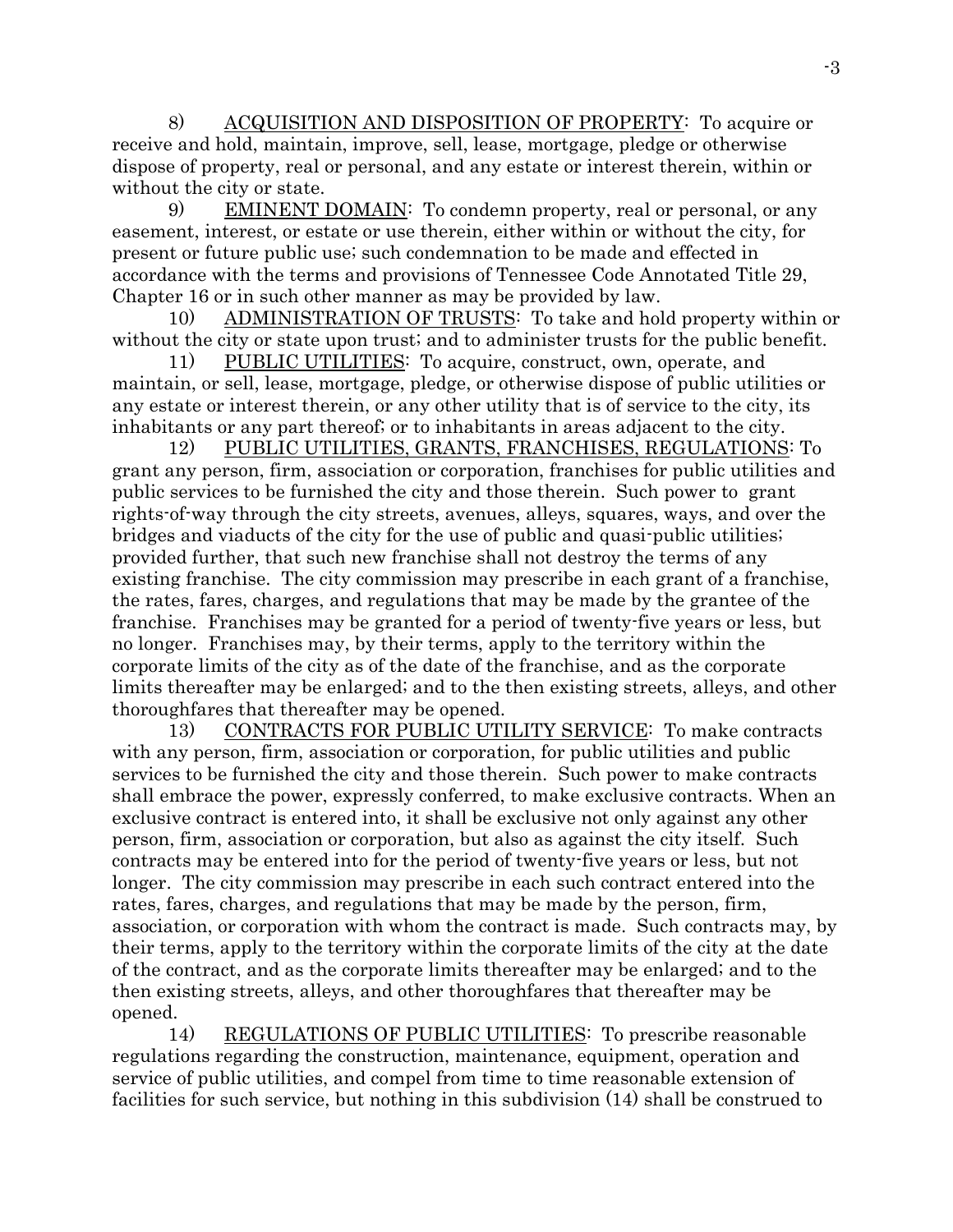8) ACQUISITION AND DISPOSITION OF PROPERTY: To acquire or receive and hold, maintain, improve, sell, lease, mortgage, pledge or otherwise dispose of property, real or personal, and any estate or interest therein, within or without the city or state.

9) EMINENT DOMAIN: To condemn property, real or personal, or any easement, interest, or estate or use therein, either within or without the city, for present or future public use; such condemnation to be made and effected in accordance with the terms and provisions of Tennessee Code Annotated Title 29, Chapter 16 or in such other manner as may be provided by law.

10) ADMINISTRATION OF TRUSTS: To take and hold property within or without the city or state upon trust; and to administer trusts for the public benefit.

11) PUBLIC UTILITIES: To acquire, construct, own, operate, and maintain, or sell, lease, mortgage, pledge, or otherwise dispose of public utilities or any estate or interest therein, or any other utility that is of service to the city, its inhabitants or any part thereof; or to inhabitants in areas adjacent to the city.

12) PUBLIC UTILITIES, GRANTS, FRANCHISES, REGULATIONS: To grant any person, firm, association or corporation, franchises for public utilities and public services to be furnished the city and those therein. Such power to grant rights-of-way through the city streets, avenues, alleys, squares, ways, and over the bridges and viaducts of the city for the use of public and quasi-public utilities; provided further, that such new franchise shall not destroy the terms of any existing franchise. The city commission may prescribe in each grant of a franchise, the rates, fares, charges, and regulations that may be made by the grantee of the franchise. Franchises may be granted for a period of twenty-five years or less, but no longer. Franchises may, by their terms, apply to the territory within the corporate limits of the city as of the date of the franchise, and as the corporate limits thereafter may be enlarged; and to the then existing streets, alleys, and other thoroughfares that thereafter may be opened.

13) CONTRACTS FOR PUBLIC UTILITY SERVICE: To make contracts with any person, firm, association or corporation, for public utilities and public services to be furnished the city and those therein. Such power to make contracts shall embrace the power, expressly conferred, to make exclusive contracts. When an exclusive contract is entered into, it shall be exclusive not only against any other person, firm, association or corporation, but also as against the city itself. Such contracts may be entered into for the period of twenty-five years or less, but not longer. The city commission may prescribe in each such contract entered into the rates, fares, charges, and regulations that may be made by the person, firm, association, or corporation with whom the contract is made. Such contracts may, by their terms, apply to the territory within the corporate limits of the city at the date of the contract, and as the corporate limits thereafter may be enlarged; and to the then existing streets, alleys, and other thoroughfares that thereafter may be opened.

14) REGULATIONS OF PUBLIC UTILITIES: To prescribe reasonable regulations regarding the construction, maintenance, equipment, operation and service of public utilities, and compel from time to time reasonable extension of facilities for such service, but nothing in this subdivision (14) shall be construed to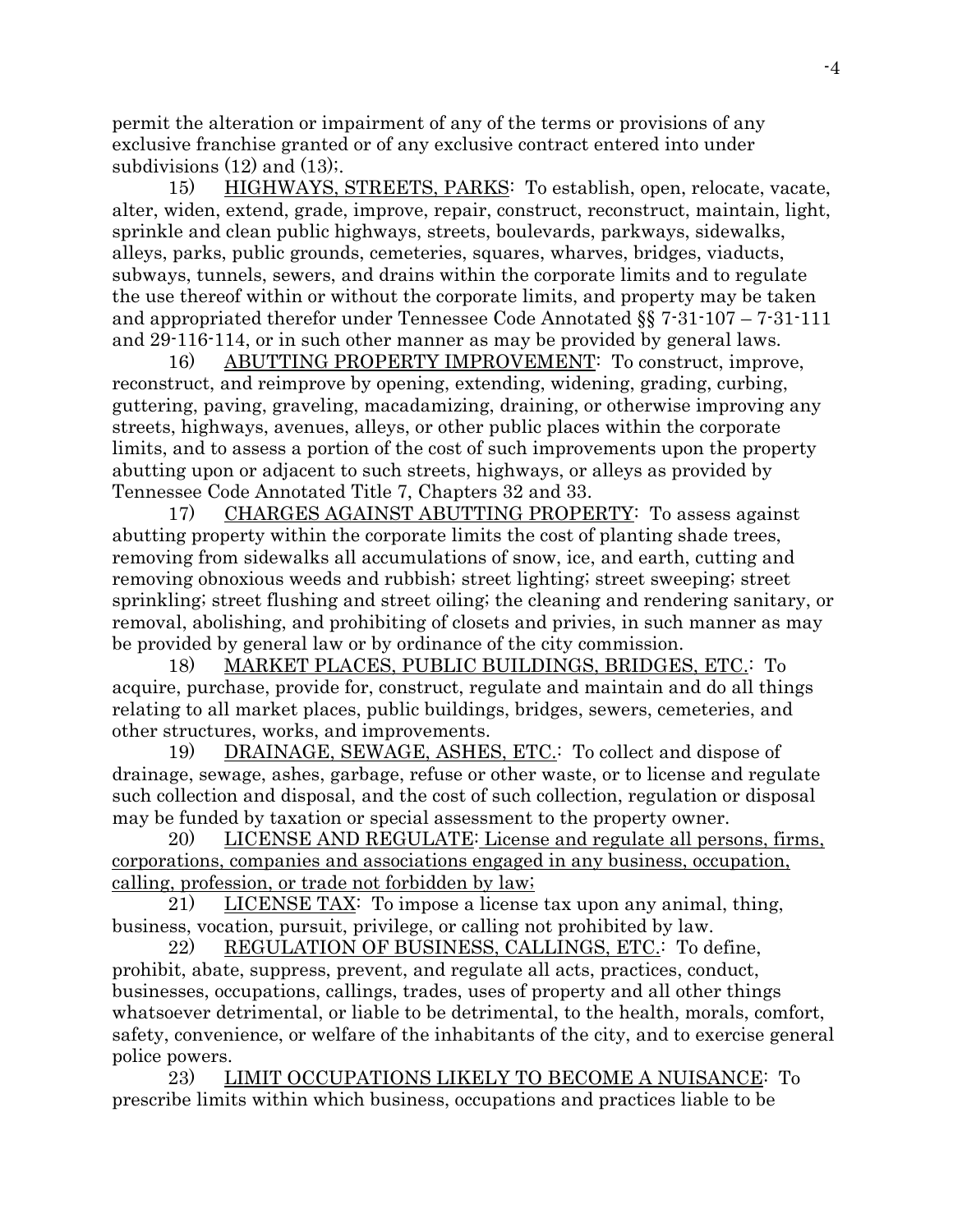permit the alteration or impairment of any of the terms or provisions of any exclusive franchise granted or of any exclusive contract entered into under subdivisions (12) and (13);.

15) <u>HIGHWAYS, STREETS, PARKS</u>: To establish, open, relocate, vacate, alter, widen, extend, grade, improve, repair, construct, reconstruct, maintain, light, sprinkle and clean public highways, streets, boulevards, parkways, sidewalks, alleys, parks, public grounds, cemeteries, squares, wharves, bridges, viaducts, subways, tunnels, sewers, and drains within the corporate limits and to regulate the use thereof within or without the corporate limits, and property may be taken and appropriated therefor under Tennessee Code Annotated §§ 7-31-107 – 7-31-111 and 29-116-114, or in such other manner as may be provided by general laws.

16) <u>ABUTTING PROPERTY IMPROVEMENT</u>: To construct, improve, reconstruct, and reimprove by opening, extending, widening, grading, curbing, guttering, paving, graveling, macadamizing, draining, or otherwise improving any streets, highways, avenues, alleys, or other public places within the corporate limits, and to assess a portion of the cost of such improvements upon the property abutting upon or adjacent to such streets, highways, or alleys as provided by Tennessee Code Annotated Title 7, Chapters 32 and 33.

17) <u>CHARGES AGAINST ABUTTING PROPERTY</u>: To assess against abutting property within the corporate limits the cost of planting shade trees, removing from sidewalks all accumulations of snow, ice, and earth, cutting and removing obnoxious weeds and rubbish; street lighting; street sweeping; street sprinkling; street flushing and street oiling; the cleaning and rendering sanitary, or removal, abolishing, and prohibiting of closets and privies, in such manner as may be provided by general law or by ordinance of the city commission.

18) <u>MARKET PLACES, PUBLIC BUILDINGS, BRIDGES, ETC.</u>: To acquire, purchase, provide for, construct, regulate and maintain and do all things relating to all market places, public buildings, bridges, sewers, cemeteries, and other structures, works, and improvements.

19) <u>DRAINAGE, SEWAGE, ASHES, ETC.</u>: To collect and dispose of drainage, sewage, ashes, garbage, refuse or other waste, or to license and regulate such collection and disposal, and the cost of such collection, regulation or disposal may be funded by taxation or special assessment to the property owner.

20) <u>LICENSE AND REGULATE</u>: <u>License and regulate all persons, firms, corporations, companies and associations engaged in any business, occupation, calling, profession, or trade not forbidden by law;</u>

21) <u>LICENSE TAX</u>: To impose a license tax upon any animal, thing, business, vocation, pursuit, privilege, or calling not prohibited by law.

22) <u>REGULATION OF BUSINESS, CALLINGS, ETC.</u>: To define, prohibit, abate, suppress, prevent, and regulate all acts, practices, conduct, businesses, occupations, callings, trades, uses of property and all other things whatsoever detrimental, or liable to be detrimental, to the health, morals, comfort, safety, convenience, or welfare of the inhabitants of the city, and to exercise general police powers.

23) <u>LIMIT OCCUPATIONS LIKELY TO BECOME A NUISANCE</u>: To prescribe limits within which business, occupations and practices liable to be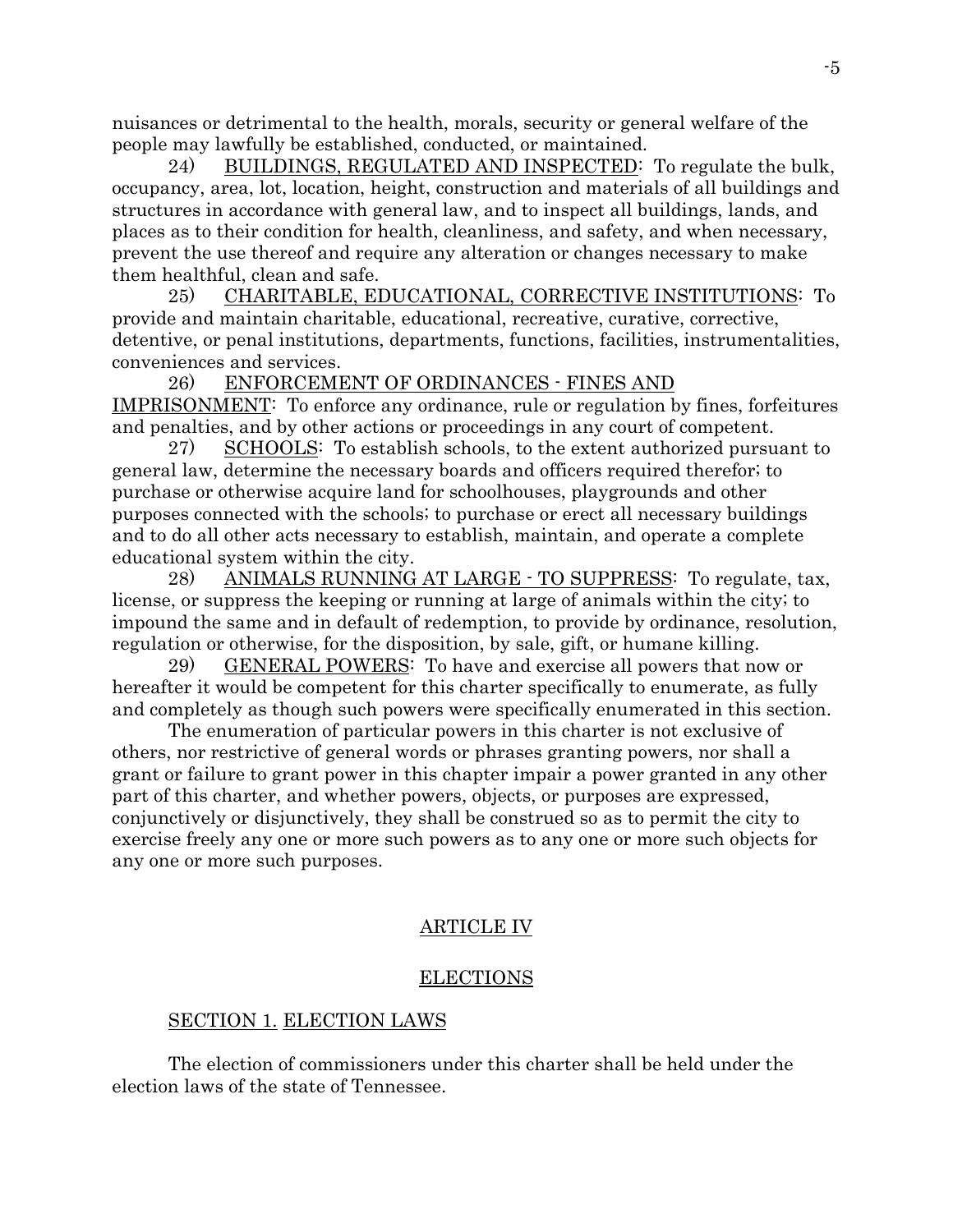nuisances or detrimental to the health, morals, security or general welfare of the people may lawfully be established, conducted, or maintained.

24) BUILDINGS, REGULATED AND INSPECTED: To regulate the bulk, occupancy, area, lot, location, height, construction and materials of all buildings and structures in accordance with general law, and to inspect all buildings, lands, and places as to their condition for health, cleanliness, and safety, and when necessary, prevent the use thereof and require any alteration or changes necessary to make them healthful, clean and safe.

25) CHARITABLE, EDUCATIONAL, CORRECTIVE INSTITUTIONS: To provide and maintain charitable, educational, recreative, curative, corrective, detentive, or penal institutions, departments, functions, facilities, instrumentalities, conveniences and services.

26) ENFORCEMENT OF ORDINANCES - FINES AND IMPRISONMENT: To enforce any ordinance, rule or regulation by fines, forfeitures and penalties, and by other actions or proceedings in any court of competent.

27) SCHOOLS: To establish schools, to the extent authorized pursuant to general law, determine the necessary boards and officers required therefor; to purchase or otherwise acquire land for schoolhouses, playgrounds and other purposes connected with the schools; to purchase or erect all necessary buildings and to do all other acts necessary to establish, maintain, and operate a complete educational system within the city.

28) ANIMALS RUNNING AT LARGE - TO SUPPRESS: To regulate, tax, license, or suppress the keeping or running at large of animals within the city; to impound the same and in default of redemption, to provide by ordinance, resolution, regulation or otherwise, for the disposition, by sale, gift, or humane killing.

29) GENERAL POWERS: To have and exercise all powers that now or hereafter it would be competent for this charter specifically to enumerate, as fully and completely as though such powers were specifically enumerated in this section.

The enumeration of particular powers in this charter is not exclusive of others, nor restrictive of general words or phrases granting powers, nor shall a grant or failure to grant power in this chapter impair a power granted in any other part of this charter, and whether powers, objects, or purposes are expressed, conjunctively or disjunctively, they shall be construed so as to permit the city to exercise freely any one or more such powers as to any one or more such objects for any one or more such purposes.

## ARTICLE IV

## ELECTIONS

### SECTION 1. ELECTION LAWS

The election of commissioners under this charter shall be held under the election laws of the state of Tennessee.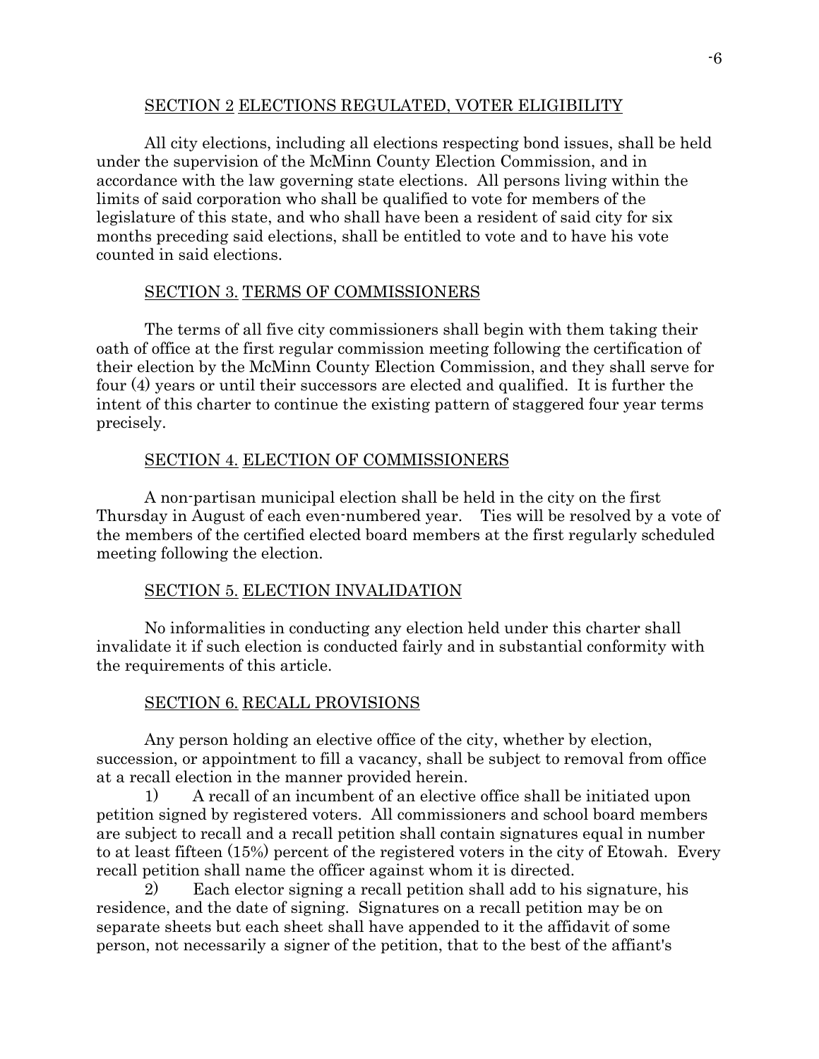## SECTION 2 ELECTIONS REGULATED, VOTER ELIGIBILITY

All city elections, including all elections respecting bond issues, shall be held under the supervision of the McMinn County Election Commission, and in accordance with the law governing state elections. All persons living within the limits of said corporation who shall be qualified to vote for members of the legislature of this state, and who shall have been a resident of said city for six months preceding said elections, shall be entitled to vote and to have his vote counted in said elections.

## SECTION 3. TERMS OF COMMISSIONERS

The terms of all five city commissioners shall begin with them taking their oath of office at the first regular commission meeting following the certification of their election by the McMinn County Election Commission, and they shall serve for four (4) years or until their successors are elected and qualified. It is further the intent of this charter to continue the existing pattern of staggered four year terms precisely.

## SECTION 4. ELECTION OF COMMISSIONERS

A non-partisan municipal election shall be held in the city on the first Thursday in August of each even-numbered year. Ties will be resolved by a vote of the members of the certified elected board members at the first regularly scheduled meeting following the election.

## SECTION 5. ELECTION INVALIDATION

No informalities in conducting any election held under this charter shall invalidate it if such election is conducted fairly and in substantial conformity with the requirements of this article.

## SECTION 6. RECALL PROVISIONS

Any person holding an elective office of the city, whether by election, succession, or appointment to fill a vacancy, shall be subject to removal from office at a recall election in the manner provided herein.

1) A recall of an incumbent of an elective office shall be initiated upon petition signed by registered voters. All commissioners and school board members are subject to recall and a recall petition shall contain signatures equal in number to at least fifteen (15%) percent of the registered voters in the city of Etowah. Every recall petition shall name the officer against whom it is directed.

2) Each elector signing a recall petition shall add to his signature, his residence, and the date of signing. Signatures on a recall petition may be on separate sheets but each sheet shall have appended to it the affidavit of some person, not necessarily a signer of the petition, that to the best of the affiant's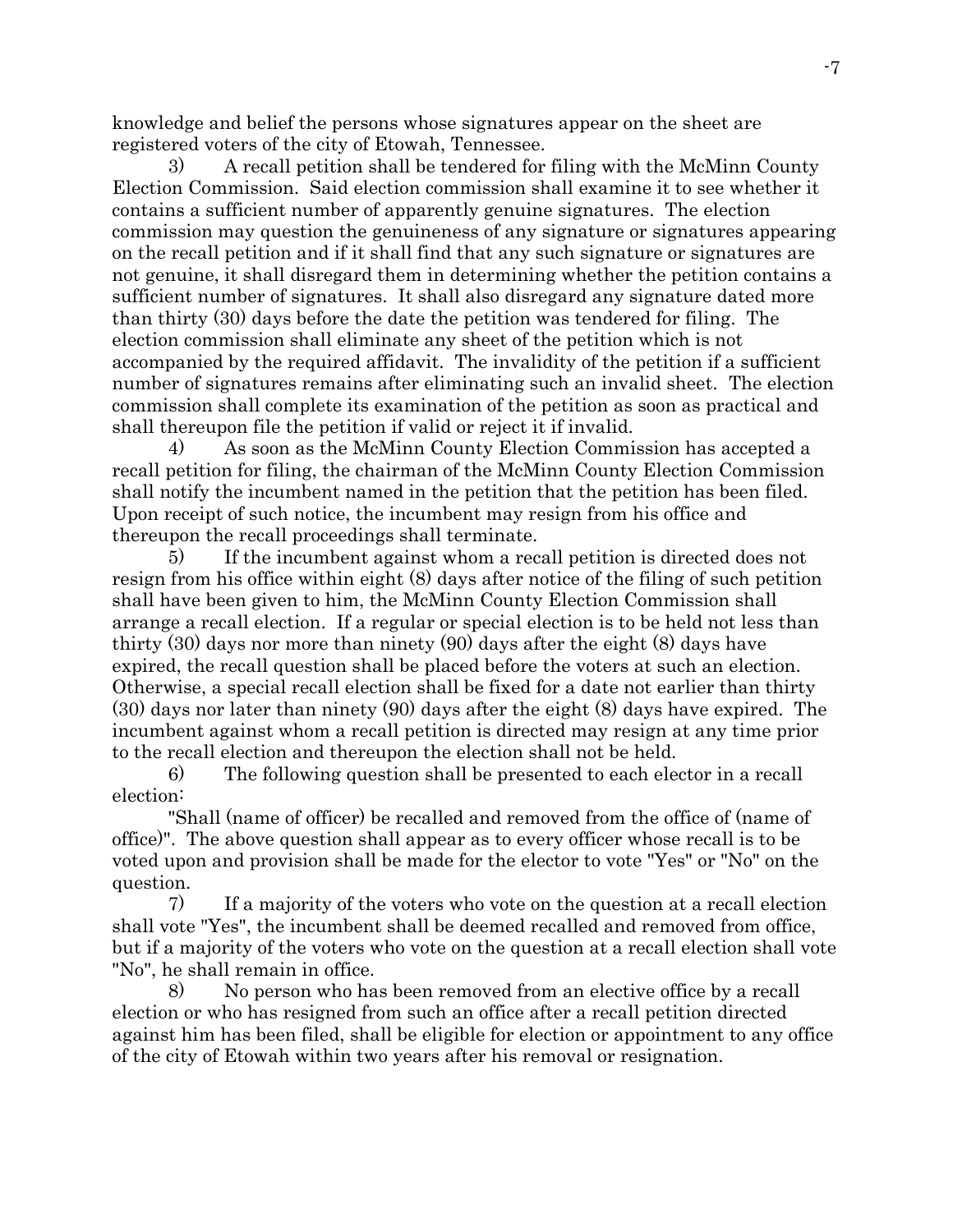knowledge and belief the persons whose signatures appear on the sheet are registered voters of the city of Etowah, Tennessee.

3) A recall petition shall be tendered for filing with the McMinn County Election Commission. Said election commission shall examine it to see whether it contains a sufficient number of apparently genuine signatures. The election commission may question the genuineness of any signature or signatures appearing on the recall petition and if it shall find that any such signature or signatures are not genuine, it shall disregard them in determining whether the petition contains a sufficient number of signatures. It shall also disregard any signature dated more than thirty (30) days before the date the petition was tendered for filing. The election commission shall eliminate any sheet of the petition which is not accompanied by the required affidavit. The invalidity of the petition if a sufficient number of signatures remains after eliminating such an invalid sheet. The election commission shall complete its examination of the petition as soon as practical and shall thereupon file the petition if valid or reject it if invalid.

4) As soon as the McMinn County Election Commission has accepted a recall petition for filing, the chairman of the McMinn County Election Commission shall notify the incumbent named in the petition that the petition has been filed. Upon receipt of such notice, the incumbent may resign from his office and thereupon the recall proceedings shall terminate.

5) If the incumbent against whom a recall petition is directed does not resign from his office within eight (8) days after notice of the filing of such petition shall have been given to him, the McMinn County Election Commission shall arrange a recall election. If a regular or special election is to be held not less than thirty (30) days nor more than ninety (90) days after the eight (8) days have expired, the recall question shall be placed before the voters at such an election. Otherwise, a special recall election shall be fixed for a date not earlier than thirty (30) days nor later than ninety (90) days after the eight (8) days have expired. The incumbent against whom a recall petition is directed may resign at any time prior to the recall election and thereupon the election shall not be held.

6) The following question shall be presented to each elector in a recall election:

"Shall (name of officer) be recalled and removed from the office of (name of office)". The above question shall appear as to every officer whose recall is to be voted upon and provision shall be made for the elector to vote "Yes" or "No" on the question.

7) If a majority of the voters who vote on the question at a recall election shall vote "Yes", the incumbent shall be deemed recalled and removed from office, but if a majority of the voters who vote on the question at a recall election shall vote "No", he shall remain in office.

8) No person who has been removed from an elective office by a recall election or who has resigned from such an office after a recall petition directed against him has been filed, shall be eligible for election or appointment to any office of the city of Etowah within two years after his removal or resignation.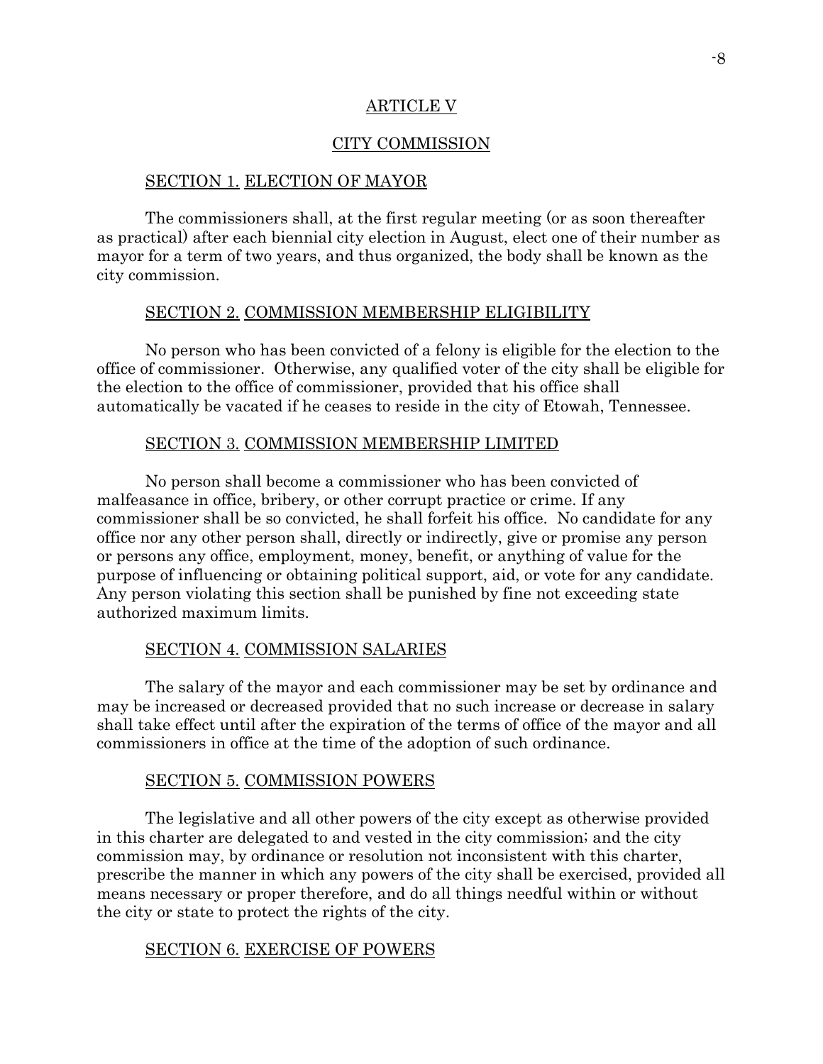## ARTICLE V

## CITY COMMISSION

### SECTION 1. ELECTION OF MAYOR

The commissioners shall, at the first regular meeting (or as soon thereafter as practical) after each biennial city election in August, elect one of their number as mayor for a term of two years, and thus organized, the body shall be known as the city commission.

### SECTION 2. COMMISSION MEMBERSHIP ELIGIBILITY

No person who has been convicted of a felony is eligible for the election to the office of commissioner. Otherwise, any qualified voter of the city shall be eligible for the election to the office of commissioner, provided that his office shall automatically be vacated if he ceases to reside in the city of Etowah, Tennessee.

### SECTION 3. COMMISSION MEMBERSHIP LIMITED

No person shall become a commissioner who has been convicted of malfeasance in office, bribery, or other corrupt practice or crime. If any commissioner shall be so convicted, he shall forfeit his office. No candidate for any office nor any other person shall, directly or indirectly, give or promise any person or persons any office, employment, money, benefit, or anything of value for the purpose of influencing or obtaining political support, aid, or vote for any candidate. Any person violating this section shall be punished by fine not exceeding state authorized maximum limits.

### SECTION 4. COMMISSION SALARIES

The salary of the mayor and each commissioner may be set by ordinance and may be increased or decreased provided that no such increase or decrease in salary shall take effect until after the expiration of the terms of office of the mayor and all commissioners in office at the time of the adoption of such ordinance.

### SECTION 5. COMMISSION POWERS

The legislative and all other powers of the city except as otherwise provided in this charter are delegated to and vested in the city commission; and the city commission may, by ordinance or resolution not inconsistent with this charter, prescribe the manner in which any powers of the city shall be exercised, provided all means necessary or proper therefore, and do all things needful within or without the city or state to protect the rights of the city.

### SECTION 6. EXERCISE OF POWERS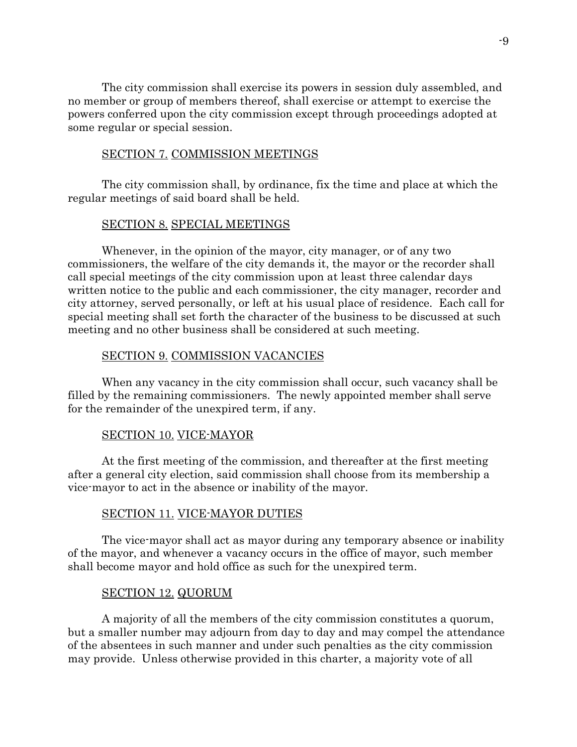The city commission shall exercise its powers in session duly assembled, and no member or group of members thereof, shall exercise or attempt to exercise the powers conferred upon the city commission except through proceedings adopted at some regular or special session.

## SECTION 7. COMMISSION MEETINGS

The city commission shall, by ordinance, fix the time and place at which the regular meetings of said board shall be held.

## SECTION 8. SPECIAL MEETINGS

Whenever, in the opinion of the mayor, city manager, or of any two commissioners, the welfare of the city demands it, the mayor or the recorder shall call special meetings of the city commission upon at least three calendar days written notice to the public and each commissioner, the city manager, recorder and city attorney, served personally, or left at his usual place of residence. Each call for special meeting shall set forth the character of the business to be discussed at such meeting and no other business shall be considered at such meeting.

## SECTION 9. COMMISSION VACANCIES

When any vacancy in the city commission shall occur, such vacancy shall be filled by the remaining commissioners. The newly appointed member shall serve for the remainder of the unexpired term, if any.

## SECTION 10. VICE-MAYOR

At the first meeting of the commission, and thereafter at the first meeting after a general city election, said commission shall choose from its membership a vice-mayor to act in the absence or inability of the mayor.

## SECTION 11. VICE-MAYOR DUTIES

The vice-mayor shall act as mayor during any temporary absence or inability of the mayor, and whenever a vacancy occurs in the office of mayor, such member shall become mayor and hold office as such for the unexpired term.

## SECTION 12. QUORUM

A majority of all the members of the city commission constitutes a quorum, but a smaller number may adjourn from day to day and may compel the attendance of the absentees in such manner and under such penalties as the city commission may provide. Unless otherwise provided in this charter, a majority vote of all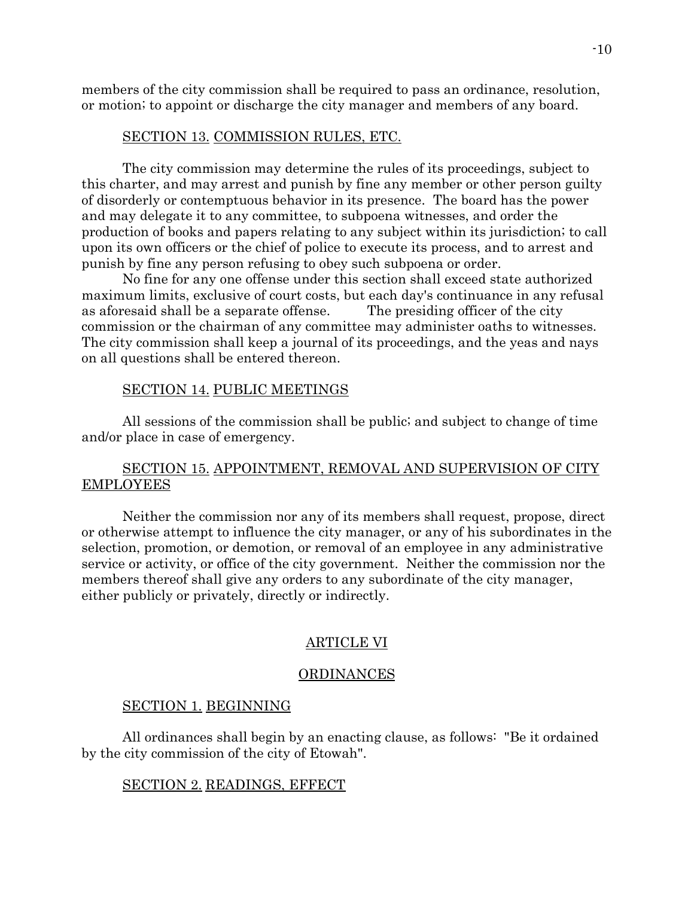members of the city commission shall be required to pass an ordinance, resolution, or motion; to appoint or discharge the city manager and members of any board.

### SECTION 13. COMMISSION RULES, ETC.

The city commission may determine the rules of its proceedings, subject to this charter, and may arrest and punish by fine any member or other person guilty of disorderly or contemptuous behavior in its presence. The board has the power and may delegate it to any committee, to subpoena witnesses, and order the production of books and papers relating to any subject within its jurisdiction; to call upon its own officers or the chief of police to execute its process, and to arrest and punish by fine any person refusing to obey such subpoena or order.

No fine for any one offense under this section shall exceed state authorized maximum limits, exclusive of court costs, but each day's continuance in any refusal as aforesaid shall be a separate offense. The presiding officer of the city commission or the chairman of any committee may administer oaths to witnesses. The city commission shall keep a journal of its proceedings, and the yeas and nays on all questions shall be entered thereon.

### SECTION 14. PUBLIC MEETINGS

All sessions of the commission shall be public; and subject to change of time and/or place in case of emergency.

### SECTION 15. APPOINTMENT, REMOVAL AND SUPERVISION OF CITY EMPLOYEES

Neither the commission nor any of its members shall request, propose, direct or otherwise attempt to influence the city manager, or any of his subordinates in the selection, promotion, or demotion, or removal of an employee in any administrative service or activity, or office of the city government. Neither the commission nor the members thereof shall give any orders to any subordinate of the city manager, either publicly or privately, directly or indirectly.

## ARTICLE VI

## ORDINANCES

### SECTION 1. BEGINNING

All ordinances shall begin by an enacting clause, as follows: "Be it ordained by the city commission of the city of Etowah".

### SECTION 2. READINGS, EFFECT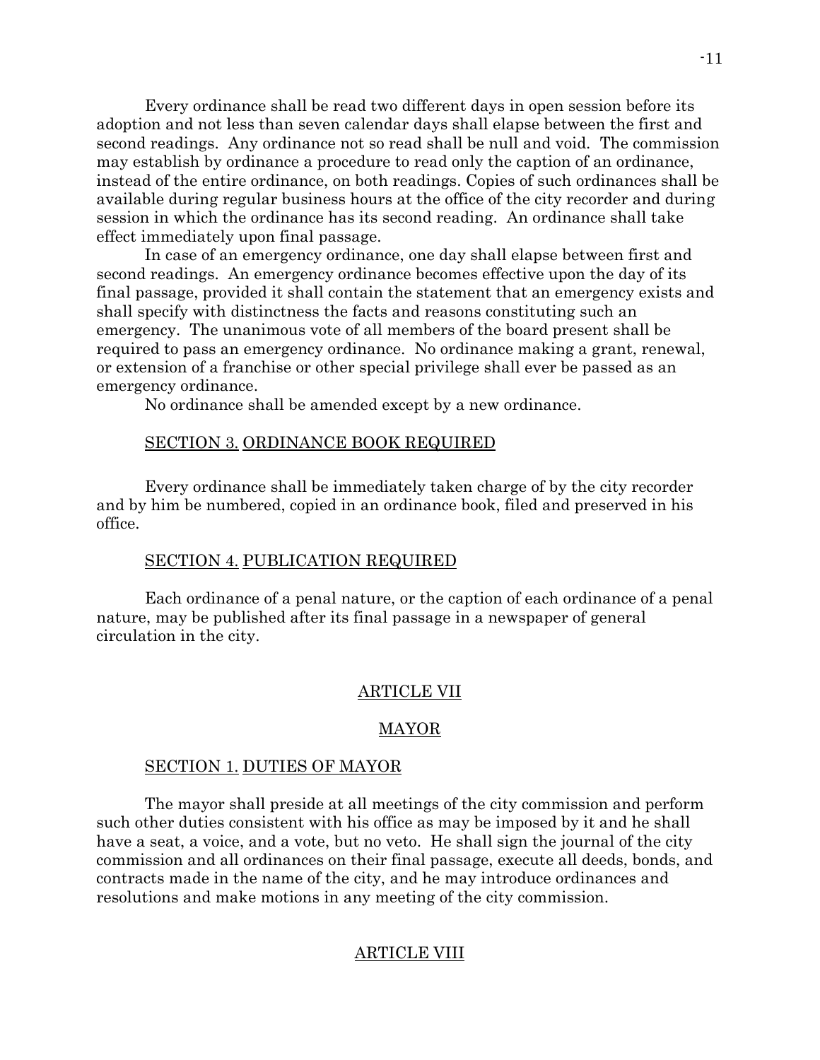Every ordinance shall be read two different days in open session before its adoption and not less than seven calendar days shall elapse between the first and second readings. Any ordinance not so read shall be null and void. The commission may establish by ordinance a procedure to read only the caption of an ordinance, instead of the entire ordinance, on both readings. Copies of such ordinances shall be available during regular business hours at the office of the city recorder and during session in which the ordinance has its second reading. An ordinance shall take effect immediately upon final passage.

In case of an emergency ordinance, one day shall elapse between first and second readings. An emergency ordinance becomes effective upon the day of its final passage, provided it shall contain the statement that an emergency exists and shall specify with distinctness the facts and reasons constituting such an emergency. The unanimous vote of all members of the board present shall be required to pass an emergency ordinance. No ordinance making a grant, renewal, or extension of a franchise or other special privilege shall ever be passed as an emergency ordinance.

No ordinance shall be amended except by a new ordinance.

### SECTION 3. ORDINANCE BOOK REQUIRED

Every ordinance shall be immediately taken charge of by the city recorder and by him be numbered, copied in an ordinance book, filed and preserved in his office.

### SECTION 4. PUBLICATION REQUIRED

Each ordinance of a penal nature, or the caption of each ordinance of a penal nature, may be published after its final passage in a newspaper of general circulation in the city.

## ARTICLE VII

## MAYOR

### SECTION 1. DUTIES OF MAYOR

The mayor shall preside at all meetings of the city commission and perform such other duties consistent with his office as may be imposed by it and he shall have a seat, a voice, and a vote, but no veto. He shall sign the journal of the city commission and all ordinances on their final passage, execute all deeds, bonds, and contracts made in the name of the city, and he may introduce ordinances and resolutions and make motions in any meeting of the city commission.

## ARTICLE VIII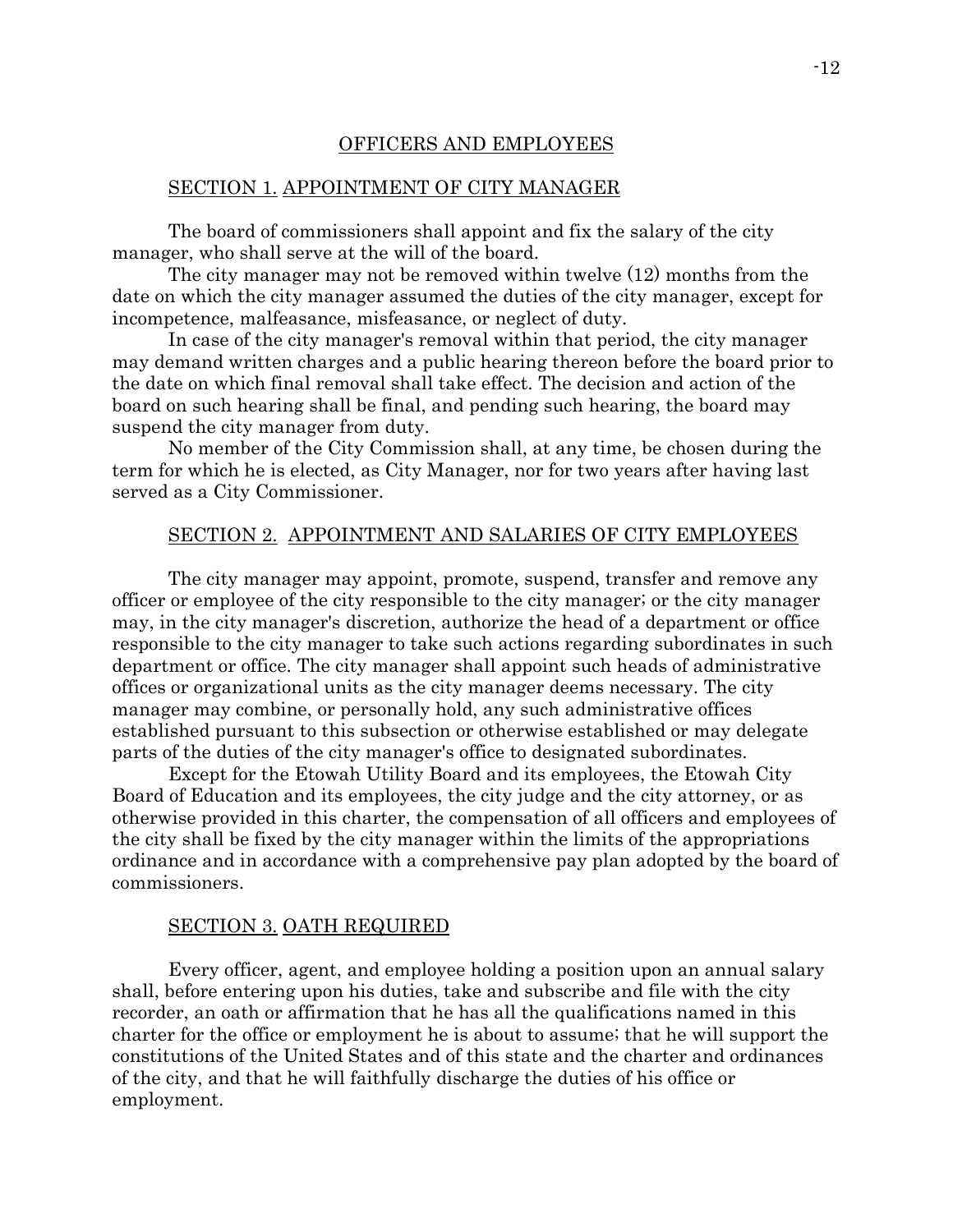## OFFICERS AND EMPLOYEES

### SECTION 1. APPOINTMENT OF CITY MANAGER

The board of commissioners shall appoint and fix the salary of the city manager, who shall serve at the will of the board.

The city manager may not be removed within twelve (12) months from the date on which the city manager assumed the duties of the city manager, except for incompetence, malfeasance, misfeasance, or neglect of duty.

In case of the city manager's removal within that period, the city manager may demand written charges and a public hearing thereon before the board prior to the date on which final removal shall take effect. The decision and action of the board on such hearing shall be final, and pending such hearing, the board may suspend the city manager from duty.

No member of the City Commission shall, at any time, be chosen during the term for which he is elected, as City Manager, nor for two years after having last served as a City Commissioner.

### SECTION 2. APPOINTMENT AND SALARIES OF CITY EMPLOYEES

The city manager may appoint, promote, suspend, transfer and remove any officer or employee of the city responsible to the city manager; or the city manager may, in the city manager's discretion, authorize the head of a department or office responsible to the city manager to take such actions regarding subordinates in such department or office. The city manager shall appoint such heads of administrative offices or organizational units as the city manager deems necessary. The city manager may combine, or personally hold, any such administrative offices established pursuant to this subsection or otherwise established or may delegate parts of the duties of the city manager's office to designated subordinates.

Except for the Etowah Utility Board and its employees, the Etowah City Board of Education and its employees, the city judge and the city attorney, or as otherwise provided in this charter, the compensation of all officers and employees of the city shall be fixed by the city manager within the limits of the appropriations ordinance and in accordance with a comprehensive pay plan adopted by the board of commissioners.

### SECTION 3. OATH REQUIRED

Every officer, agent, and employee holding a position upon an annual salary shall, before entering upon his duties, take and subscribe and file with the city recorder, an oath or affirmation that he has all the qualifications named in this charter for the office or employment he is about to assume; that he will support the constitutions of the United States and of this state and the charter and ordinances of the city, and that he will faithfully discharge the duties of his office or employment.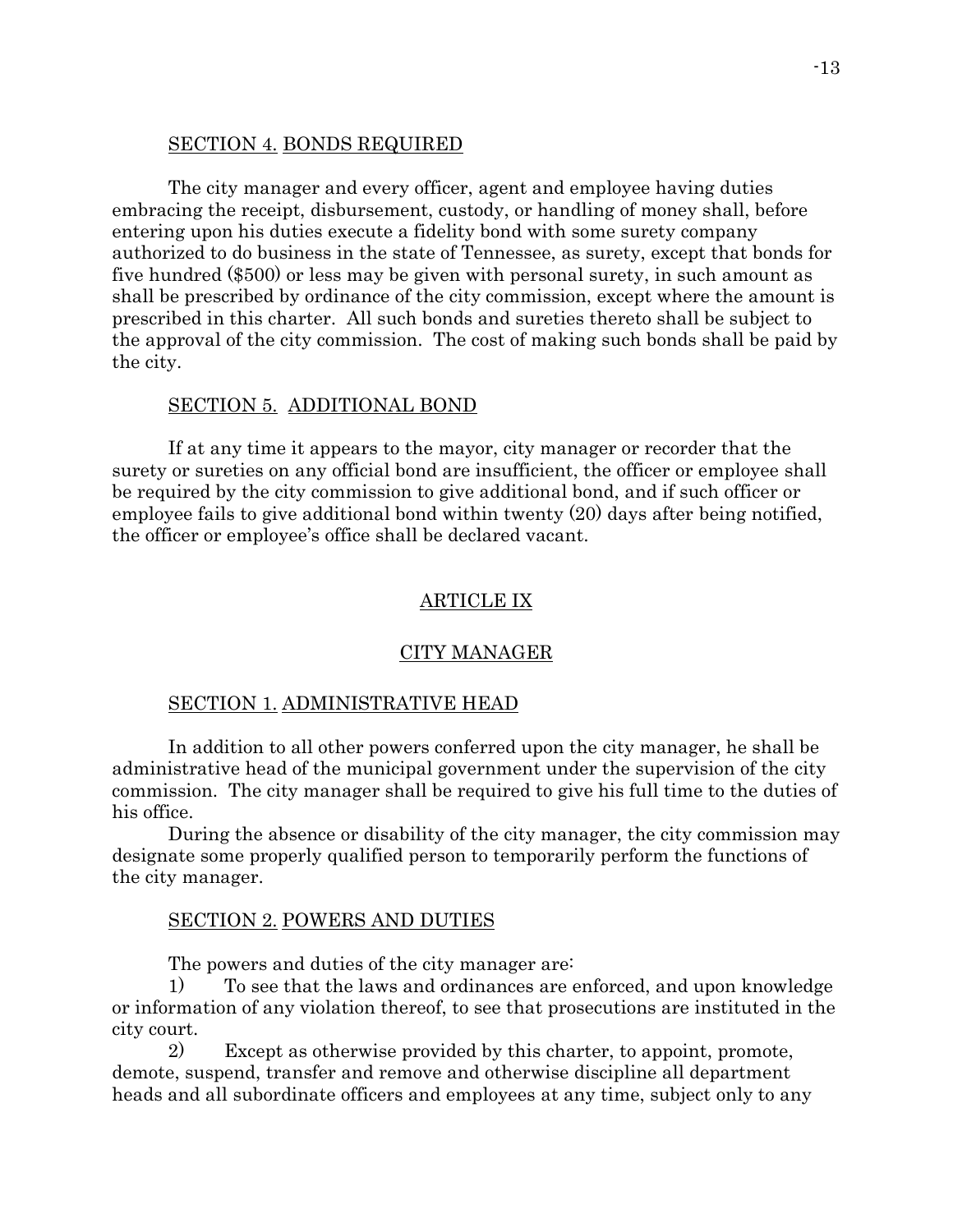SECTION 4. BONDS REQUIRED

The city manager and every officer, agent and employee having duties embracing the receipt, disbursement, custody, or handling of money shall, before entering upon his duties execute a fidelity bond with some surety company authorized to do business in the state of Tennessee, as surety, except that bonds for five hundred ($500) or less may be given with personal surety, in such amount as shall be prescribed by ordinance of the city commission, except where the amount is prescribed in this charter. All such bonds and sureties thereto shall be subject to the approval of the city commission. The cost of making such bonds shall be paid by the city.

SECTION 5. ADDITIONAL BOND

If at any time it appears to the mayor, city manager or recorder that the surety or sureties on any official bond are insufficient, the officer or employee shall be required by the city commission to give additional bond, and if such officer or employee fails to give additional bond within twenty (20) days after being notified, the officer or employee's office shall be declared vacant.

## ARTICLE IX

## CITY MANAGER

SECTION 1. ADMINISTRATIVE HEAD

In addition to all other powers conferred upon the city manager, he shall be administrative head of the municipal government under the supervision of the city commission. The city manager shall be required to give his full time to the duties of his office.

During the absence or disability of the city manager, the city commission may designate some properly qualified person to temporarily perform the functions of the city manager.

SECTION 2. POWERS AND DUTIES

The powers and duties of the city manager are:

1) To see that the laws and ordinances are enforced, and upon knowledge or information of any violation thereof, to see that prosecutions are instituted in the city court.

2) Except as otherwise provided by this charter, to appoint, promote, demote, suspend, transfer and remove and otherwise discipline all department heads and all subordinate officers and employees at any time, subject only to any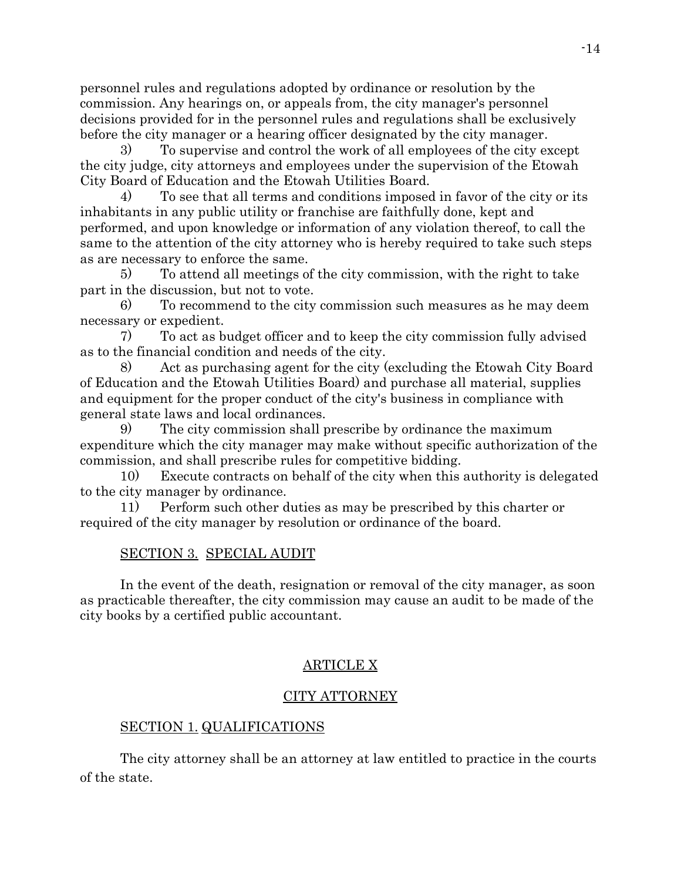personnel rules and regulations adopted by ordinance or resolution by the commission. Any hearings on, or appeals from, the city manager's personnel decisions provided for in the personnel rules and regulations shall be exclusively before the city manager or a hearing officer designated by the city manager.

3) To supervise and control the work of all employees of the city except the city judge, city attorneys and employees under the supervision of the Etowah City Board of Education and the Etowah Utilities Board.

4) To see that all terms and conditions imposed in favor of the city or its inhabitants in any public utility or franchise are faithfully done, kept and performed, and upon knowledge or information of any violation thereof, to call the same to the attention of the city attorney who is hereby required to take such steps as are necessary to enforce the same.

5) To attend all meetings of the city commission, with the right to take part in the discussion, but not to vote.

6) To recommend to the city commission such measures as he may deem necessary or expedient.

7) To act as budget officer and to keep the city commission fully advised as to the financial condition and needs of the city.

8) Act as purchasing agent for the city (excluding the Etowah City Board of Education and the Etowah Utilities Board) and purchase all material, supplies and equipment for the proper conduct of the city's business in compliance with general state laws and local ordinances.

9) The city commission shall prescribe by ordinance the maximum expenditure which the city manager may make without specific authorization of the commission, and shall prescribe rules for competitive bidding.

10) Execute contracts on behalf of the city when this authority is delegated to the city manager by ordinance.

11) Perform such other duties as may be prescribed by this charter or required of the city manager by resolution or ordinance of the board.

### SECTION 3. SPECIAL AUDIT

In the event of the death, resignation or removal of the city manager, as soon as practicable thereafter, the city commission may cause an audit to be made of the city books by a certified public accountant.

## ARTICLE X

## CITY ATTORNEY

### SECTION 1. QUALIFICATIONS

The city attorney shall be an attorney at law entitled to practice in the courts of the state.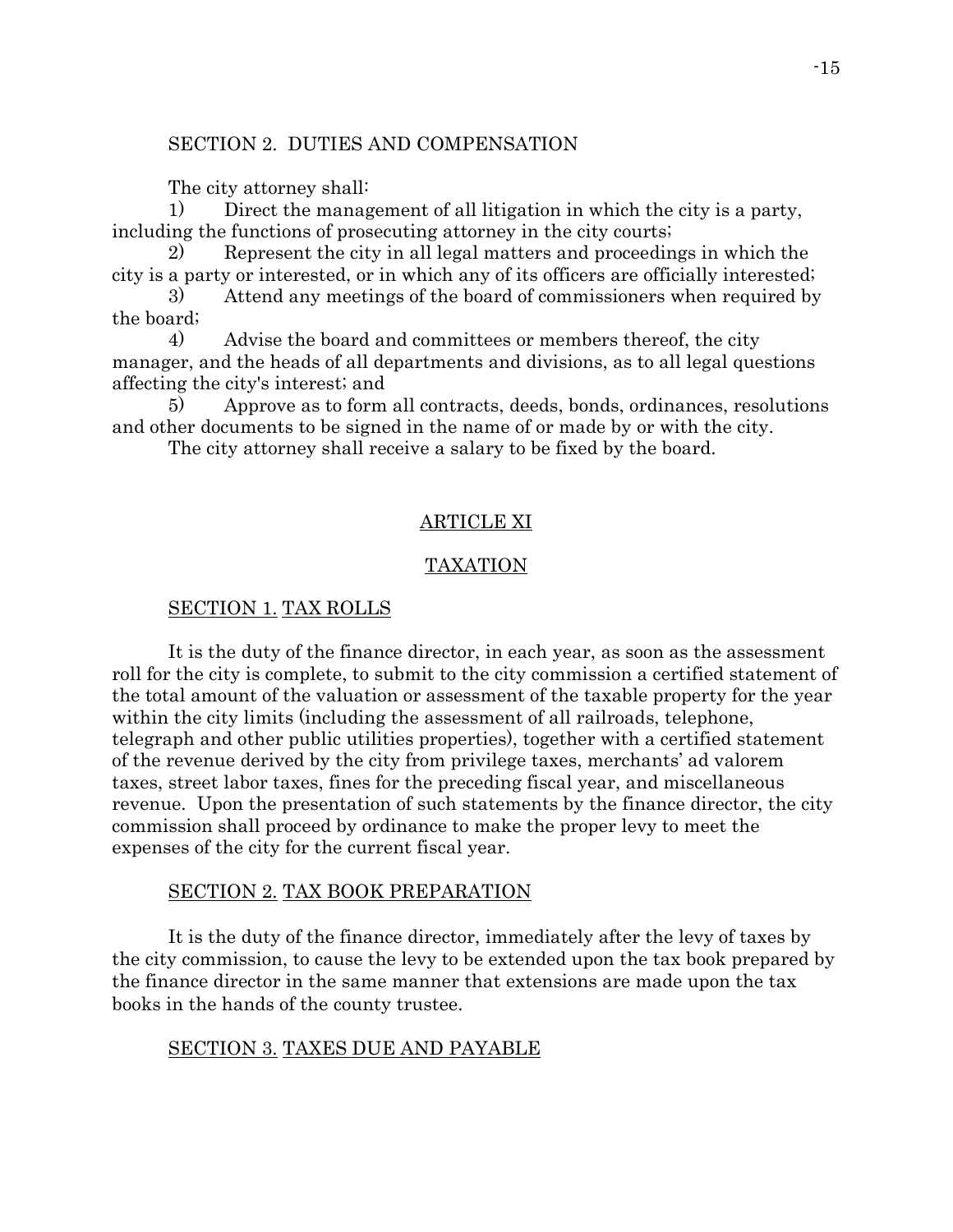SECTION 2. DUTIES AND COMPENSATION

The city attorney shall:

1) Direct the management of all litigation in which the city is a party, including the functions of prosecuting attorney in the city courts;

2) Represent the city in all legal matters and proceedings in which the city is a party or interested, or in which any of its officers are officially interested;

3) Attend any meetings of the board of commissioners when required by the board;

4) Advise the board and committees or members thereof, the city manager, and the heads of all departments and divisions, as to all legal questions affecting the city's interest; and

5) Approve as to form all contracts, deeds, bonds, ordinances, resolutions and other documents to be signed in the name of or made by or with the city.

The city attorney shall receive a salary to be fixed by the board.

## ARTICLE XI

## TAXATION

### SECTION 1. TAX ROLLS

It is the duty of the finance director, in each year, as soon as the assessment roll for the city is complete, to submit to the city commission a certified statement of the total amount of the valuation or assessment of the taxable property for the year within the city limits (including the assessment of all railroads, telephone, telegraph and other public utilities properties), together with a certified statement of the revenue derived by the city from privilege taxes, merchants' ad valorem taxes, street labor taxes, fines for the preceding fiscal year, and miscellaneous revenue. Upon the presentation of such statements by the finance director, the city commission shall proceed by ordinance to make the proper levy to meet the expenses of the city for the current fiscal year.

### SECTION 2. TAX BOOK PREPARATION

It is the duty of the finance director, immediately after the levy of taxes by the city commission, to cause the levy to be extended upon the tax book prepared by the finance director in the same manner that extensions are made upon the tax books in the hands of the county trustee.

### SECTION 3. TAXES DUE AND PAYABLE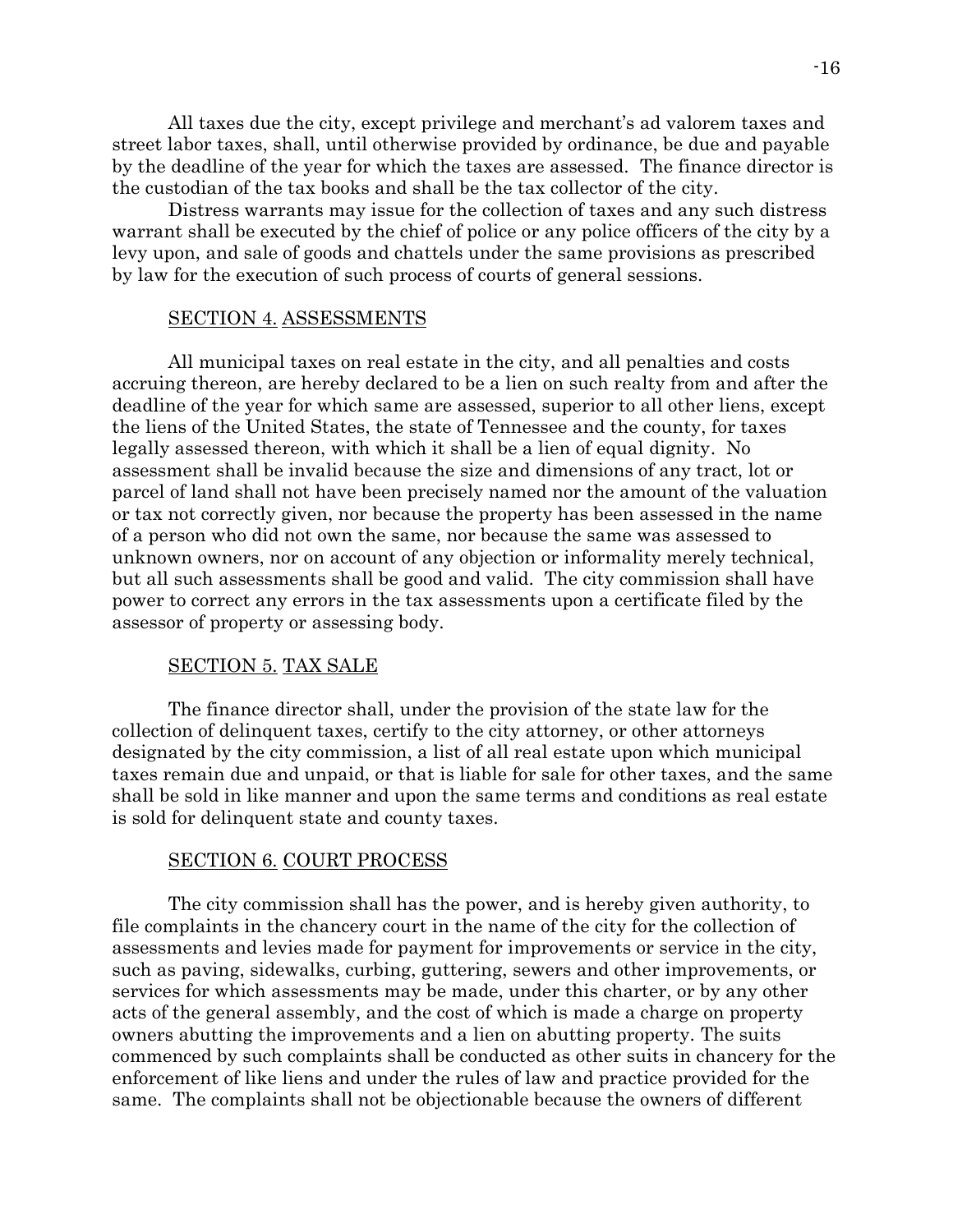All taxes due the city, except privilege and merchant's ad valorem taxes and street labor taxes, shall, until otherwise provided by ordinance, be due and payable by the deadline of the year for which the taxes are assessed. The finance director is the custodian of the tax books and shall be the tax collector of the city.

Distress warrants may issue for the collection of taxes and any such distress warrant shall be executed by the chief of police or any police officers of the city by a levy upon, and sale of goods and chattels under the same provisions as prescribed by law for the execution of such process of courts of general sessions.

SECTION 4. ASSESSMENTS

All municipal taxes on real estate in the city, and all penalties and costs accruing thereon, are hereby declared to be a lien on such realty from and after the deadline of the year for which same are assessed, superior to all other liens, except the liens of the United States, the state of Tennessee and the county, for taxes legally assessed thereon, with which it shall be a lien of equal dignity. No assessment shall be invalid because the size and dimensions of any tract, lot or parcel of land shall not have been precisely named nor the amount of the valuation or tax not correctly given, nor because the property has been assessed in the name of a person who did not own the same, nor because the same was assessed to unknown owners, nor on account of any objection or informality merely technical, but all such assessments shall be good and valid. The city commission shall have power to correct any errors in the tax assessments upon a certificate filed by the assessor of property or assessing body.

SECTION 5. TAX SALE

The finance director shall, under the provision of the state law for the collection of delinquent taxes, certify to the city attorney, or other attorneys designated by the city commission, a list of all real estate upon which municipal taxes remain due and unpaid, or that is liable for sale for other taxes, and the same shall be sold in like manner and upon the same terms and conditions as real estate is sold for delinquent state and county taxes.

SECTION 6. COURT PROCESS

The city commission shall has the power, and is hereby given authority, to file complaints in the chancery court in the name of the city for the collection of assessments and levies made for payment for improvements or service in the city, such as paving, sidewalks, curbing, guttering, sewers and other improvements, or services for which assessments may be made, under this charter, or by any other acts of the general assembly, and the cost of which is made a charge on property owners abutting the improvements and a lien on abutting property. The suits commenced by such complaints shall be conducted as other suits in chancery for the enforcement of like liens and under the rules of law and practice provided for the same. The complaints shall not be objectionable because the owners of different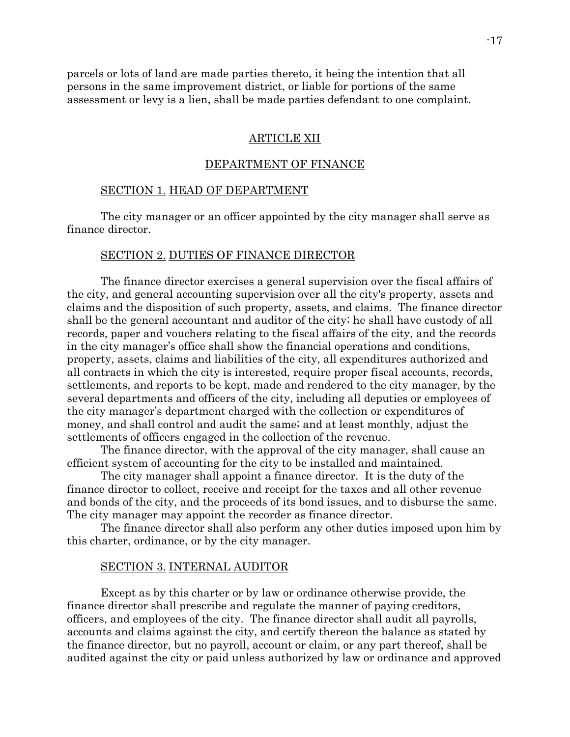parcels or lots of land are made parties thereto, it being the intention that all persons in the same improvement district, or liable for portions of the same assessment or levy is a lien, shall be made parties defendant to one complaint.

## ARTICLE XII

## DEPARTMENT OF FINANCE

### SECTION 1. HEAD OF DEPARTMENT

The city manager or an officer appointed by the city manager shall serve as finance director.

### SECTION 2. DUTIES OF FINANCE DIRECTOR

The finance director exercises a general supervision over the fiscal affairs of the city, and general accounting supervision over all the city's property, assets and claims and the disposition of such property, assets, and claims. The finance director shall be the general accountant and auditor of the city; he shall have custody of all records, paper and vouchers relating to the fiscal affairs of the city, and the records in the city manager's office shall show the financial operations and conditions, property, assets, claims and liabilities of the city, all expenditures authorized and all contracts in which the city is interested, require proper fiscal accounts, records, settlements, and reports to be kept, made and rendered to the city manager, by the several departments and officers of the city, including all deputies or employees of the city manager's department charged with the collection or expenditures of money, and shall control and audit the same; and at least monthly, adjust the settlements of officers engaged in the collection of the revenue.

The finance director, with the approval of the city manager, shall cause an efficient system of accounting for the city to be installed and maintained.

The city manager shall appoint a finance director. It is the duty of the finance director to collect, receive and receipt for the taxes and all other revenue and bonds of the city, and the proceeds of its bond issues, and to disburse the same. The city manager may appoint the recorder as finance director.

The finance director shall also perform any other duties imposed upon him by this charter, ordinance, or by the city manager.

### SECTION 3. INTERNAL AUDITOR

Except as by this charter or by law or ordinance otherwise provide, the finance director shall prescribe and regulate the manner of paying creditors, officers, and employees of the city. The finance director shall audit all payrolls, accounts and claims against the city, and certify thereon the balance as stated by the finance director, but no payroll, account or claim, or any part thereof, shall be audited against the city or paid unless authorized by law or ordinance and approved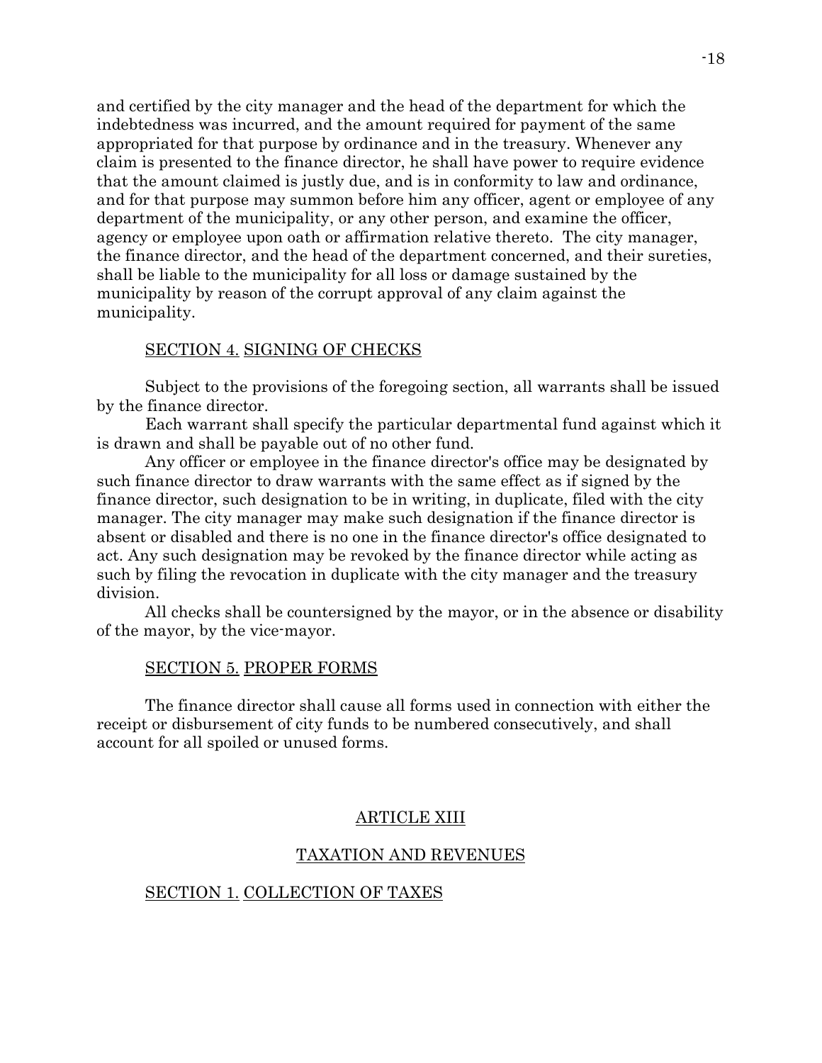and certified by the city manager and the head of the department for which the indebtedness was incurred, and the amount required for payment of the same appropriated for that purpose by ordinance and in the treasury. Whenever any claim is presented to the finance director, he shall have power to require evidence that the amount claimed is justly due, and is in conformity to law and ordinance, and for that purpose may summon before him any officer, agent or employee of any department of the municipality, or any other person, and examine the officer, agency or employee upon oath or affirmation relative thereto. The city manager, the finance director, and the head of the department concerned, and their sureties, shall be liable to the municipality for all loss or damage sustained by the municipality by reason of the corrupt approval of any claim against the municipality.

SECTION 4. SIGNING OF CHECKS

Subject to the provisions of the foregoing section, all warrants shall be issued by the finance director.

Each warrant shall specify the particular departmental fund against which it is drawn and shall be payable out of no other fund.

Any officer or employee in the finance director's office may be designated by such finance director to draw warrants with the same effect as if signed by the finance director, such designation to be in writing, in duplicate, filed with the city manager. The city manager may make such designation if the finance director is absent or disabled and there is no one in the finance director's office designated to act. Any such designation may be revoked by the finance director while acting as such by filing the revocation in duplicate with the city manager and the treasury division.

All checks shall be countersigned by the mayor, or in the absence or disability of the mayor, by the vice-mayor.

SECTION 5. PROPER FORMS

The finance director shall cause all forms used in connection with either the receipt or disbursement of city funds to be numbered consecutively, and shall account for all spoiled or unused forms.

## ARTICLE XIII

## TAXATION AND REVENUES

SECTION 1. COLLECTION OF TAXES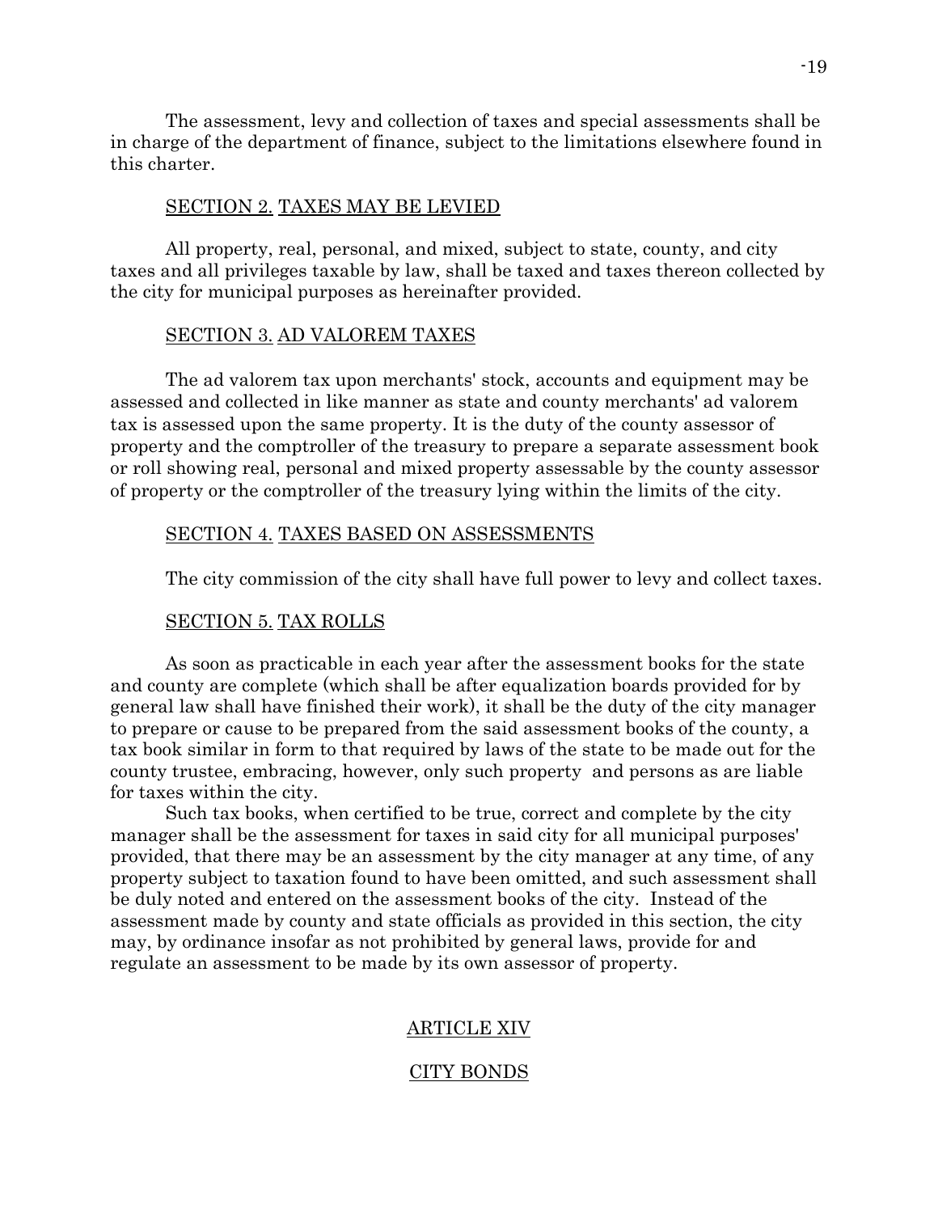The assessment, levy and collection of taxes and special assessments shall be in charge of the department of finance, subject to the limitations elsewhere found in this charter.

### SECTION 2. TAXES MAY BE LEVIED

All property, real, personal, and mixed, subject to state, county, and city taxes and all privileges taxable by law, shall be taxed and taxes thereon collected by the city for municipal purposes as hereinafter provided.

### SECTION 3. AD VALOREM TAXES

The ad valorem tax upon merchants' stock, accounts and equipment may be assessed and collected in like manner as state and county merchants' ad valorem tax is assessed upon the same property. It is the duty of the county assessor of property and the comptroller of the treasury to prepare a separate assessment book or roll showing real, personal and mixed property assessable by the county assessor of property or the comptroller of the treasury lying within the limits of the city.

### SECTION 4. TAXES BASED ON ASSESSMENTS

The city commission of the city shall have full power to levy and collect taxes.

### SECTION 5. TAX ROLLS

As soon as practicable in each year after the assessment books for the state and county are complete (which shall be after equalization boards provided for by general law shall have finished their work), it shall be the duty of the city manager to prepare or cause to be prepared from the said assessment books of the county, a tax book similar in form to that required by laws of the state to be made out for the county trustee, embracing, however, only such property and persons as are liable for taxes within the city.

Such tax books, when certified to be true, correct and complete by the city manager shall be the assessment for taxes in said city for all municipal purposes' provided, that there may be an assessment by the city manager at any time, of any property subject to taxation found to have been omitted, and such assessment shall be duly noted and entered on the assessment books of the city. Instead of the assessment made by county and state officials as provided in this section, the city may, by ordinance insofar as not prohibited by general laws, provide for and regulate an assessment to be made by its own assessor of property.

## ARTICLE XIV

## CITY BONDS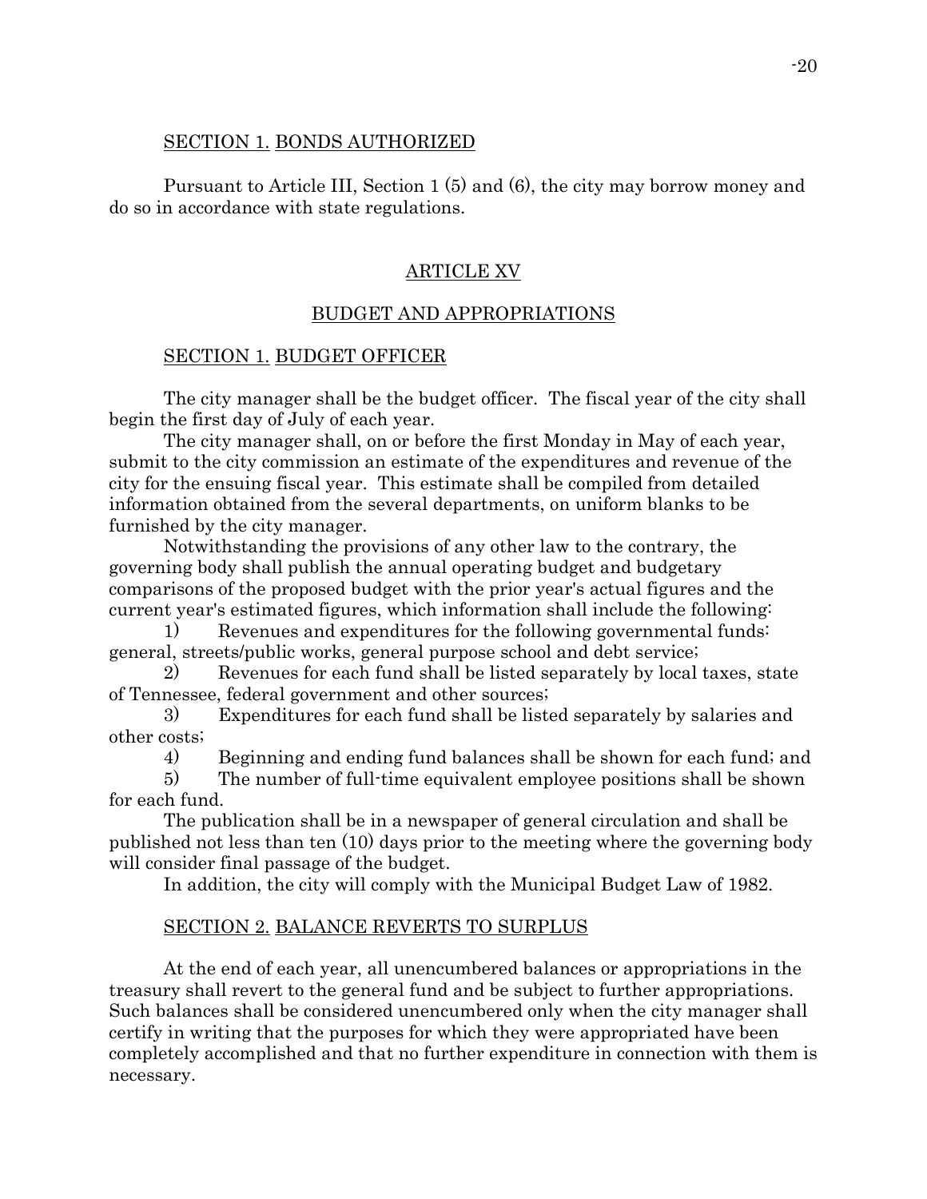SECTION 1. BONDS AUTHORIZED

Pursuant to Article III, Section 1 (5) and (6), the city may borrow money and do so in accordance with state regulations.

## ARTICLE XV

## BUDGET AND APPROPRIATIONS

SECTION 1. BUDGET OFFICER

The city manager shall be the budget officer. The fiscal year of the city shall begin the first day of July of each year.

The city manager shall, on or before the first Monday in May of each year, submit to the city commission an estimate of the expenditures and revenue of the city for the ensuing fiscal year. This estimate shall be compiled from detailed information obtained from the several departments, on uniform blanks to be furnished by the city manager.

Notwithstanding the provisions of any other law to the contrary, the governing body shall publish the annual operating budget and budgetary comparisons of the proposed budget with the prior year's actual figures and the current year's estimated figures, which information shall include the following:

1) Revenues and expenditures for the following governmental funds: general, streets/public works, general purpose school and debt service;

2) Revenues for each fund shall be listed separately by local taxes, state of Tennessee, federal government and other sources;

3) Expenditures for each fund shall be listed separately by salaries and other costs;

4) Beginning and ending fund balances shall be shown for each fund; and

5) The number of full-time equivalent employee positions shall be shown for each fund.

The publication shall be in a newspaper of general circulation and shall be published not less than ten (10) days prior to the meeting where the governing body will consider final passage of the budget.

In addition, the city will comply with the Municipal Budget Law of 1982.

SECTION 2. BALANCE REVERTS TO SURPLUS

At the end of each year, all unencumbered balances or appropriations in the treasury shall revert to the general fund and be subject to further appropriations. Such balances shall be considered unencumbered only when the city manager shall certify in writing that the purposes for which they were appropriated have been completely accomplished and that no further expenditure in connection with them is necessary.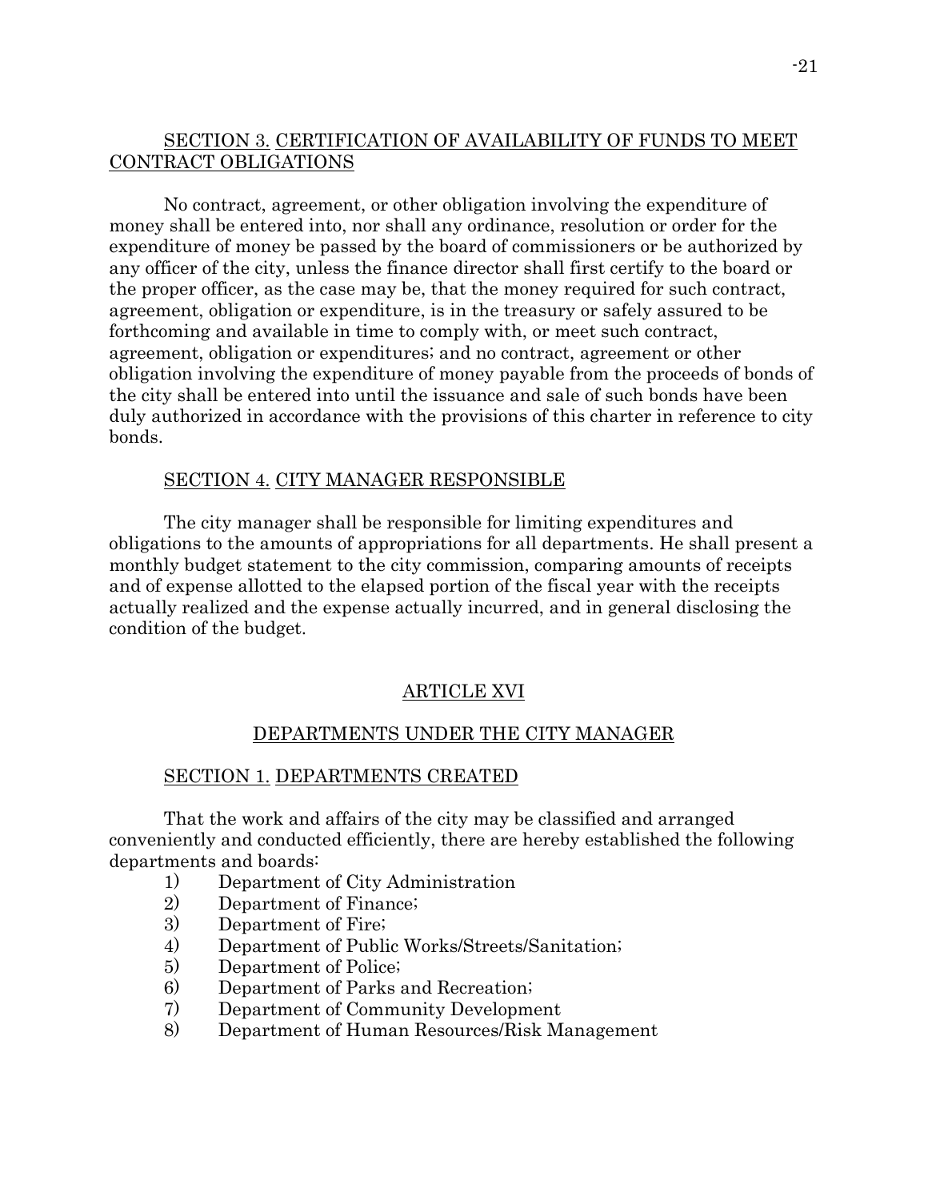### SECTION 3. CERTIFICATION OF AVAILABILITY OF FUNDS TO MEET CONTRACT OBLIGATIONS

No contract, agreement, or other obligation involving the expenditure of money shall be entered into, nor shall any ordinance, resolution or order for the expenditure of money be passed by the board of commissioners or be authorized by any officer of the city, unless the finance director shall first certify to the board or the proper officer, as the case may be, that the money required for such contract, agreement, obligation or expenditure, is in the treasury or safely assured to be forthcoming and available in time to comply with, or meet such contract, agreement, obligation or expenditures; and no contract, agreement or other obligation involving the expenditure of money payable from the proceeds of bonds of the city shall be entered into until the issuance and sale of such bonds have been duly authorized in accordance with the provisions of this charter in reference to city bonds.

### SECTION 4. CITY MANAGER RESPONSIBLE

The city manager shall be responsible for limiting expenditures and obligations to the amounts of appropriations for all departments. He shall present a monthly budget statement to the city commission, comparing amounts of receipts and of expense allotted to the elapsed portion of the fiscal year with the receipts actually realized and the expense actually incurred, and in general disclosing the condition of the budget.

## ARTICLE XVI

## DEPARTMENTS UNDER THE CITY MANAGER

### SECTION 1. DEPARTMENTS CREATED

That the work and affairs of the city may be classified and arranged conveniently and conducted efficiently, there are hereby established the following departments and boards:

1) Department of City Administration
2) Department of Finance;
3) Department of Fire;
4) Department of Public Works/Streets/Sanitation;
5) Department of Police;
6) Department of Parks and Recreation;
7) Department of Community Development
8) Department of Human Resources/Risk Management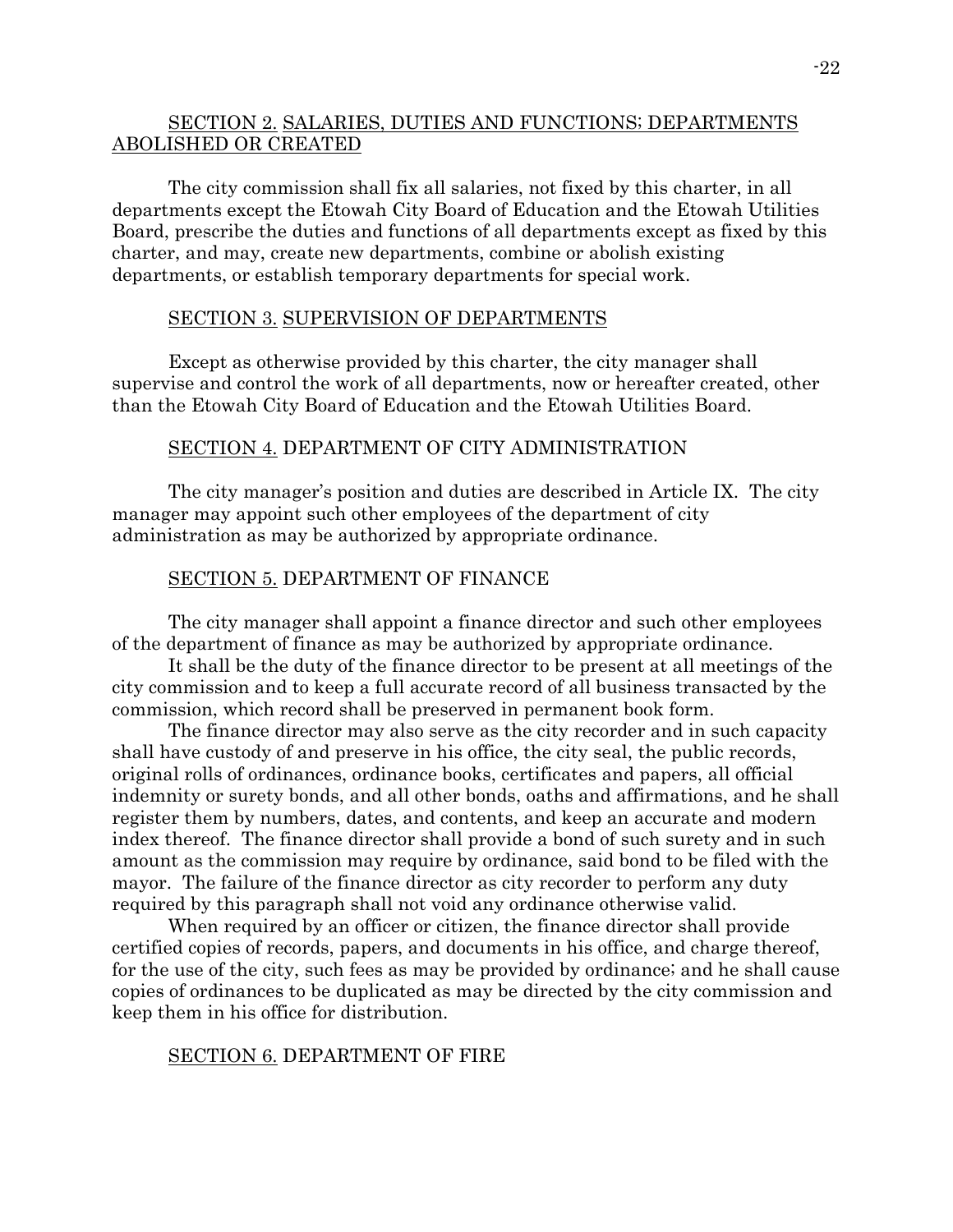## SECTION 2. SALARIES, DUTIES AND FUNCTIONS; DEPARTMENTS ABOLISHED OR CREATED

The city commission shall fix all salaries, not fixed by this charter, in all departments except the Etowah City Board of Education and the Etowah Utilities Board, prescribe the duties and functions of all departments except as fixed by this charter, and may, create new departments, combine or abolish existing departments, or establish temporary departments for special work.

## SECTION 3. SUPERVISION OF DEPARTMENTS

Except as otherwise provided by this charter, the city manager shall supervise and control the work of all departments, now or hereafter created, other than the Etowah City Board of Education and the Etowah Utilities Board.

## SECTION 4. DEPARTMENT OF CITY ADMINISTRATION

The city manager's position and duties are described in Article IX. The city manager may appoint such other employees of the department of city administration as may be authorized by appropriate ordinance.

## SECTION 5. DEPARTMENT OF FINANCE

The city manager shall appoint a finance director and such other employees of the department of finance as may be authorized by appropriate ordinance.

It shall be the duty of the finance director to be present at all meetings of the city commission and to keep a full accurate record of all business transacted by the commission, which record shall be preserved in permanent book form.

The finance director may also serve as the city recorder and in such capacity shall have custody of and preserve in his office, the city seal, the public records, original rolls of ordinances, ordinance books, certificates and papers, all official indemnity or surety bonds, and all other bonds, oaths and affirmations, and he shall register them by numbers, dates, and contents, and keep an accurate and modern index thereof. The finance director shall provide a bond of such surety and in such amount as the commission may require by ordinance, said bond to be filed with the mayor. The failure of the finance director as city recorder to perform any duty required by this paragraph shall not void any ordinance otherwise valid.

When required by an officer or citizen, the finance director shall provide certified copies of records, papers, and documents in his office, and charge thereof, for the use of the city, such fees as may be provided by ordinance; and he shall cause copies of ordinances to be duplicated as may be directed by the city commission and keep them in his office for distribution.

## SECTION 6. DEPARTMENT OF FIRE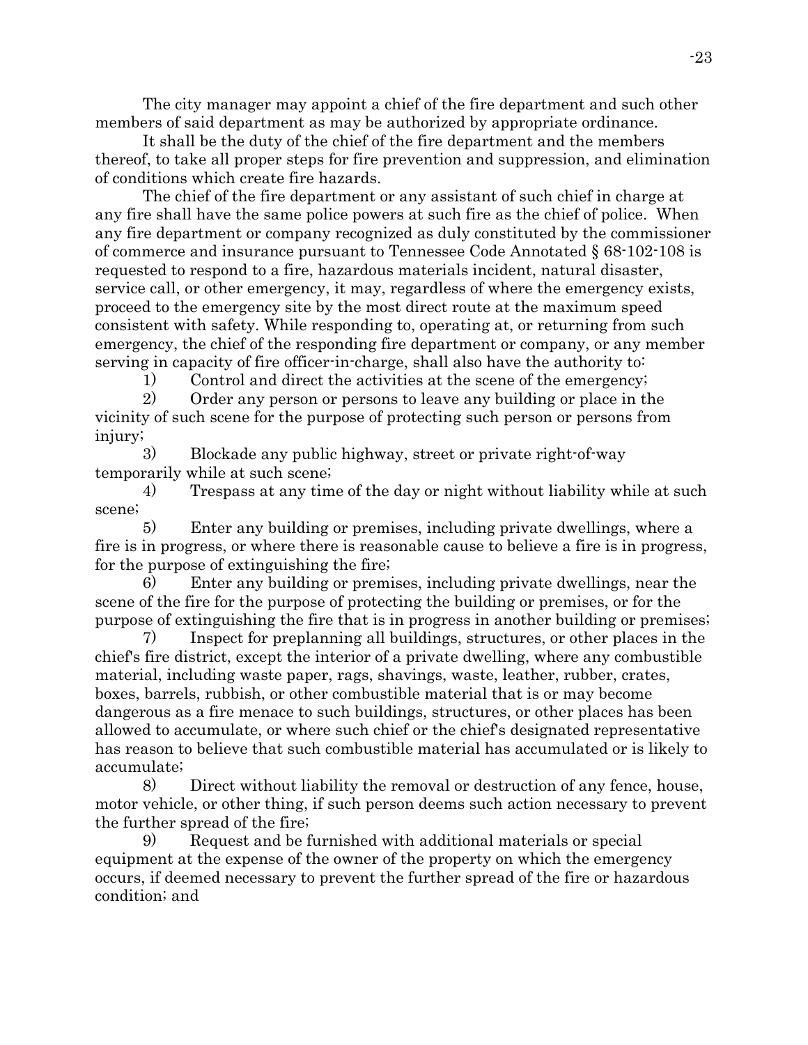The city manager may appoint a chief of the fire department and such other members of said department as may be authorized by appropriate ordinance.

It shall be the duty of the chief of the fire department and the members thereof, to take all proper steps for fire prevention and suppression, and elimination of conditions which create fire hazards.

The chief of the fire department or any assistant of such chief in charge at any fire shall have the same police powers at such fire as the chief of police. When any fire department or company recognized as duly constituted by the commissioner of commerce and insurance pursuant to Tennessee Code Annotated § 68-102-108 is requested to respond to a fire, hazardous materials incident, natural disaster, service call, or other emergency, it may, regardless of where the emergency exists, proceed to the emergency site by the most direct route at the maximum speed consistent with safety. While responding to, operating at, or returning from such emergency, the chief of the responding fire department or company, or any member serving in capacity of fire officer-in-charge, shall also have the authority to:

1) Control and direct the activities at the scene of the emergency;

2) Order any person or persons to leave any building or place in the vicinity of such scene for the purpose of protecting such person or persons from injury;

3) Blockade any public highway, street or private right-of-way temporarily while at such scene;

4) Trespass at any time of the day or night without liability while at such scene;

5) Enter any building or premises, including private dwellings, where a fire is in progress, or where there is reasonable cause to believe a fire is in progress, for the purpose of extinguishing the fire;

6) Enter any building or premises, including private dwellings, near the scene of the fire for the purpose of protecting the building or premises, or for the purpose of extinguishing the fire that is in progress in another building or premises;

7) Inspect for preplanning all buildings, structures, or other places in the chief's fire district, except the interior of a private dwelling, where any combustible material, including waste paper, rags, shavings, waste, leather, rubber, crates, boxes, barrels, rubbish, or other combustible material that is or may become dangerous as a fire menace to such buildings, structures, or other places has been allowed to accumulate, or where such chief or the chief's designated representative has reason to believe that such combustible material has accumulated or is likely to accumulate;

8) Direct without liability the removal or destruction of any fence, house, motor vehicle, or other thing, if such person deems such action necessary to prevent the further spread of the fire;

9) Request and be furnished with additional materials or special equipment at the expense of the owner of the property on which the emergency occurs, if deemed necessary to prevent the further spread of the fire or hazardous condition; and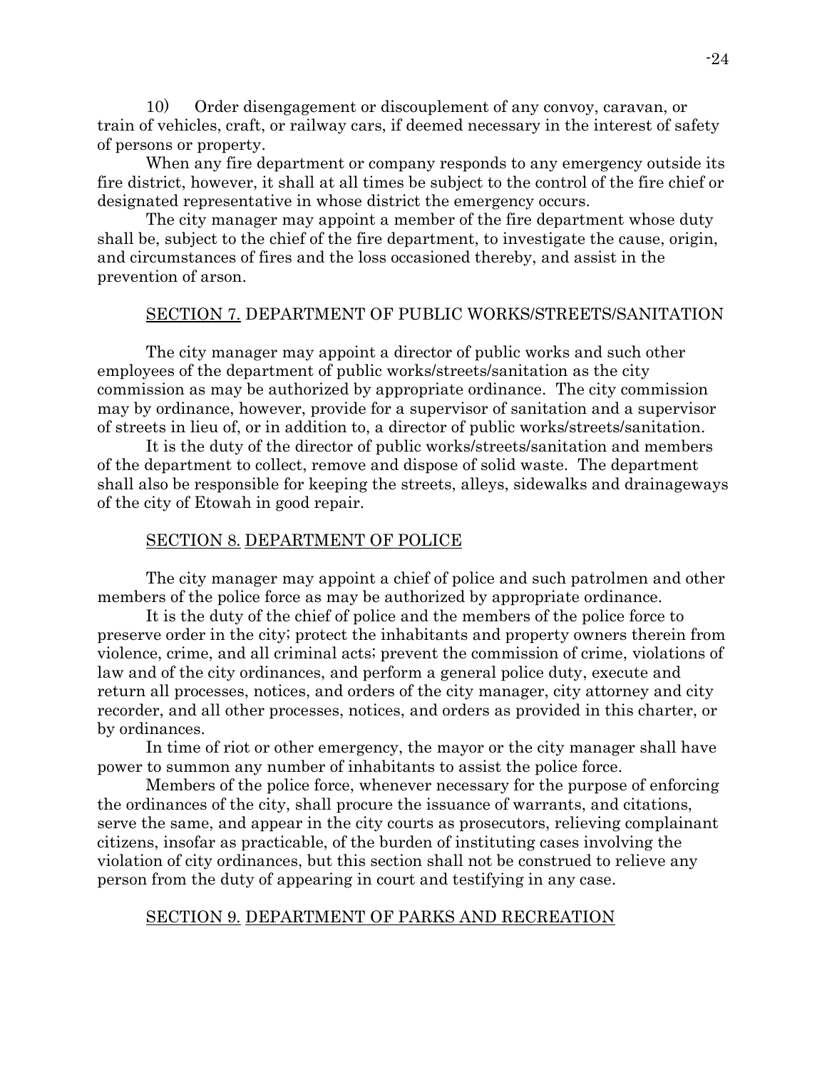10) Order disengagement or discouplement of any convoy, caravan, or train of vehicles, craft, or railway cars, if deemed necessary in the interest of safety of persons or property.

When any fire department or company responds to any emergency outside its fire district, however, it shall at all times be subject to the control of the fire chief or designated representative in whose district the emergency occurs.

The city manager may appoint a member of the fire department whose duty shall be, subject to the chief of the fire department, to investigate the cause, origin, and circumstances of fires and the loss occasioned thereby, and assist in the prevention of arson.

## SECTION 7. DEPARTMENT OF PUBLIC WORKS/STREETS/SANITATION

The city manager may appoint a director of public works and such other employees of the department of public works/streets/sanitation as the city commission as may be authorized by appropriate ordinance. The city commission may by ordinance, however, provide for a supervisor of sanitation and a supervisor of streets in lieu of, or in addition to, a director of public works/streets/sanitation.

It is the duty of the director of public works/streets/sanitation and members of the department to collect, remove and dispose of solid waste. The department shall also be responsible for keeping the streets, alleys, sidewalks and drainageways of the city of Etowah in good repair.

## SECTION 8. DEPARTMENT OF POLICE

The city manager may appoint a chief of police and such patrolmen and other members of the police force as may be authorized by appropriate ordinance.

It is the duty of the chief of police and the members of the police force to preserve order in the city; protect the inhabitants and property owners therein from violence, crime, and all criminal acts; prevent the commission of crime, violations of law and of the city ordinances, and perform a general police duty, execute and return all processes, notices, and orders of the city manager, city attorney and city recorder, and all other processes, notices, and orders as provided in this charter, or by ordinances.

In time of riot or other emergency, the mayor or the city manager shall have power to summon any number of inhabitants to assist the police force.

Members of the police force, whenever necessary for the purpose of enforcing the ordinances of the city, shall procure the issuance of warrants, and citations, serve the same, and appear in the city courts as prosecutors, relieving complainant citizens, insofar as practicable, of the burden of instituting cases involving the violation of city ordinances, but this section shall not be construed to relieve any person from the duty of appearing in court and testifying in any case.

## SECTION 9. DEPARTMENT OF PARKS AND RECREATION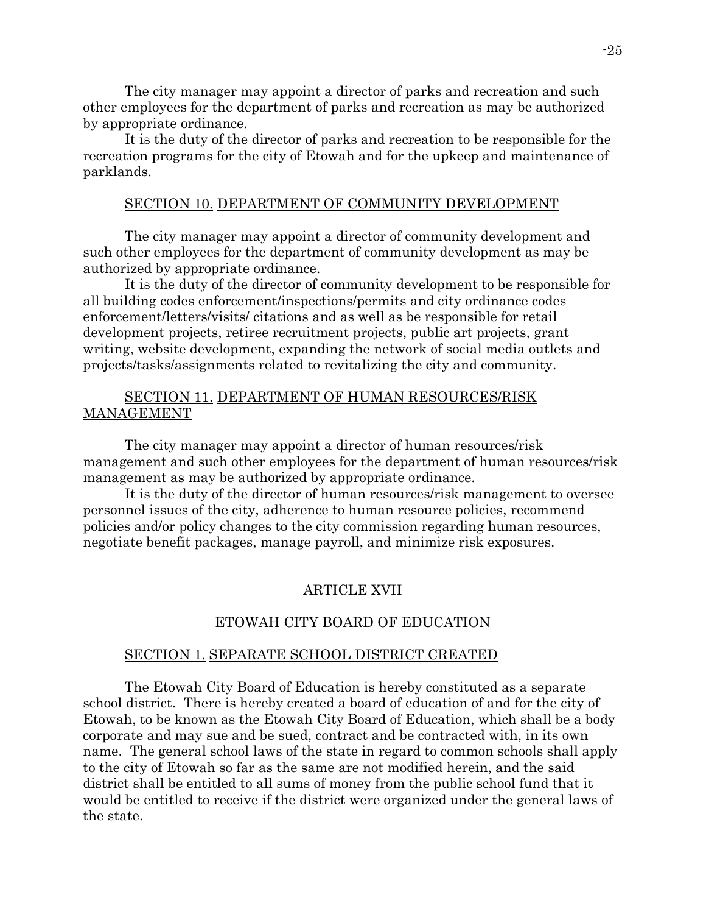The city manager may appoint a director of parks and recreation and such other employees for the department of parks and recreation as may be authorized by appropriate ordinance.

It is the duty of the director of parks and recreation to be responsible for the recreation programs for the city of Etowah and for the upkeep and maintenance of parklands.

### SECTION 10. DEPARTMENT OF COMMUNITY DEVELOPMENT

The city manager may appoint a director of community development and such other employees for the department of community development as may be authorized by appropriate ordinance.

It is the duty of the director of community development to be responsible for all building codes enforcement/inspections/permits and city ordinance codes enforcement/letters/visits/ citations and as well as be responsible for retail development projects, retiree recruitment projects, public art projects, grant writing, website development, expanding the network of social media outlets and projects/tasks/assignments related to revitalizing the city and community.

### SECTION 11. DEPARTMENT OF HUMAN RESOURCES/RISK MANAGEMENT

The city manager may appoint a director of human resources/risk management and such other employees for the department of human resources/risk management as may be authorized by appropriate ordinance.

It is the duty of the director of human resources/risk management to oversee personnel issues of the city, adherence to human resource policies, recommend policies and/or policy changes to the city commission regarding human resources, negotiate benefit packages, manage payroll, and minimize risk exposures.

## ARTICLE XVII

## ETOWAH CITY BOARD OF EDUCATION

### SECTION 1. SEPARATE SCHOOL DISTRICT CREATED

The Etowah City Board of Education is hereby constituted as a separate school district. There is hereby created a board of education of and for the city of Etowah, to be known as the Etowah City Board of Education, which shall be a body corporate and may sue and be sued, contract and be contracted with, in its own name. The general school laws of the state in regard to common schools shall apply to the city of Etowah so far as the same are not modified herein, and the said district shall be entitled to all sums of money from the public school fund that it would be entitled to receive if the district were organized under the general laws of the state.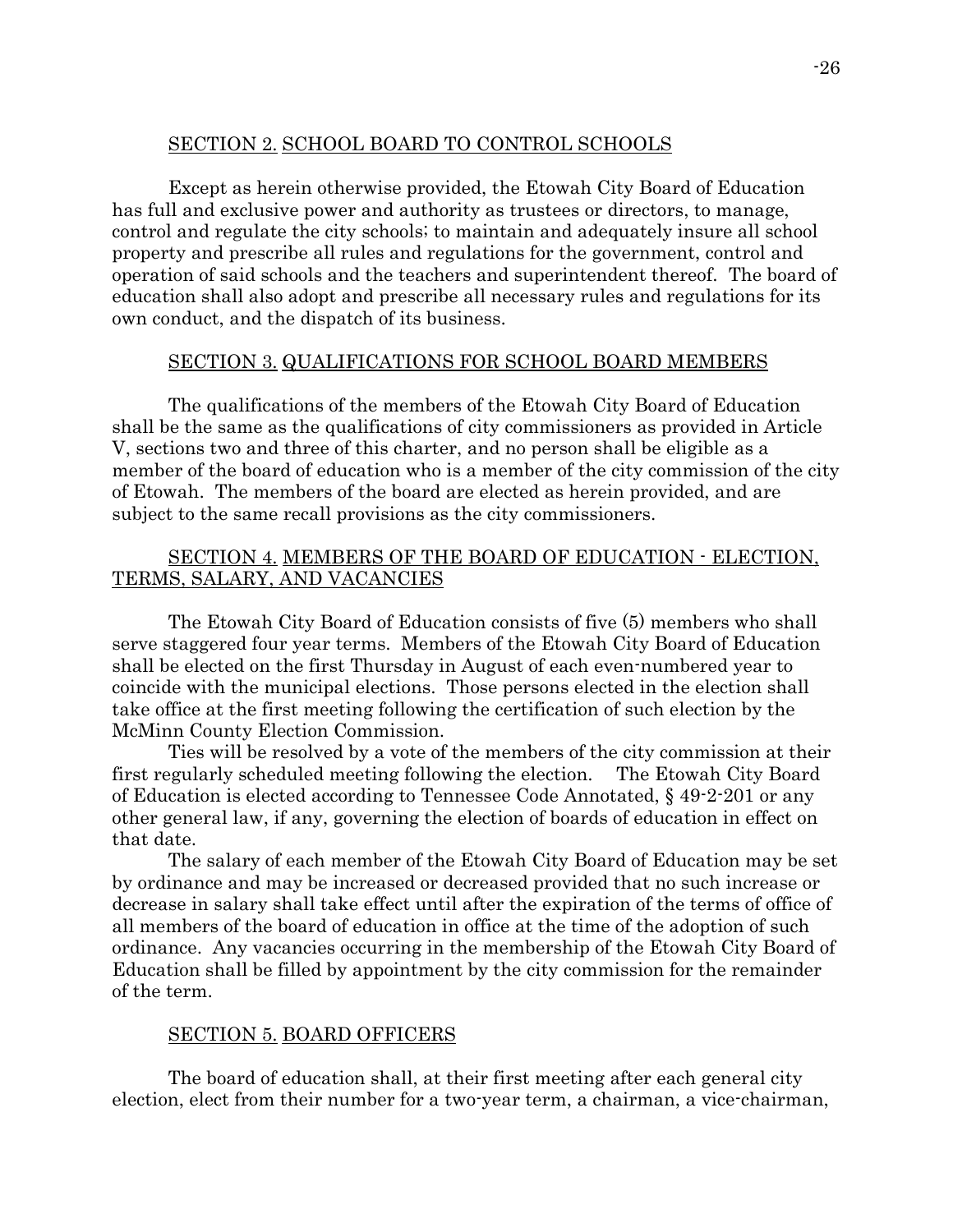SECTION 2. SCHOOL BOARD TO CONTROL SCHOOLS

Except as herein otherwise provided, the Etowah City Board of Education has full and exclusive power and authority as trustees or directors, to manage, control and regulate the city schools; to maintain and adequately insure all school property and prescribe all rules and regulations for the government, control and operation of said schools and the teachers and superintendent thereof. The board of education shall also adopt and prescribe all necessary rules and regulations for its own conduct, and the dispatch of its business.

SECTION 3. QUALIFICATIONS FOR SCHOOL BOARD MEMBERS

The qualifications of the members of the Etowah City Board of Education shall be the same as the qualifications of city commissioners as provided in Article V, sections two and three of this charter, and no person shall be eligible as a member of the board of education who is a member of the city commission of the city of Etowah. The members of the board are elected as herein provided, and are subject to the same recall provisions as the city commissioners.

SECTION 4. MEMBERS OF THE BOARD OF EDUCATION - ELECTION, TERMS, SALARY, AND VACANCIES

The Etowah City Board of Education consists of five (5) members who shall serve staggered four year terms. Members of the Etowah City Board of Education shall be elected on the first Thursday in August of each even-numbered year to coincide with the municipal elections. Those persons elected in the election shall take office at the first meeting following the certification of such election by the McMinn County Election Commission.

Ties will be resolved by a vote of the members of the city commission at their first regularly scheduled meeting following the election. The Etowah City Board of Education is elected according to Tennessee Code Annotated, § 49-2-201 or any other general law, if any, governing the election of boards of education in effect on that date.

The salary of each member of the Etowah City Board of Education may be set by ordinance and may be increased or decreased provided that no such increase or decrease in salary shall take effect until after the expiration of the terms of office of all members of the board of education in office at the time of the adoption of such ordinance. Any vacancies occurring in the membership of the Etowah City Board of Education shall be filled by appointment by the city commission for the remainder of the term.

SECTION 5. BOARD OFFICERS

The board of education shall, at their first meeting after each general city election, elect from their number for a two-year term, a chairman, a vice-chairman,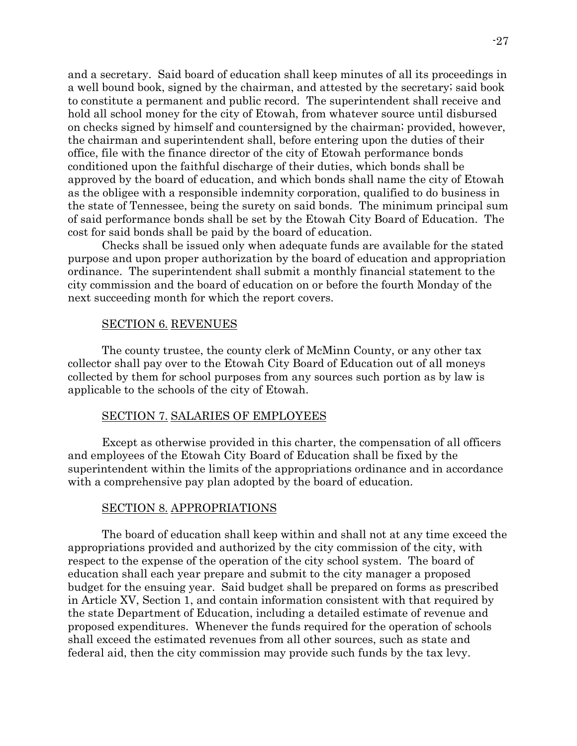and a secretary. Said board of education shall keep minutes of all its proceedings in a well bound book, signed by the chairman, and attested by the secretary; said book to constitute a permanent and public record. The superintendent shall receive and hold all school money for the city of Etowah, from whatever source until disbursed on checks signed by himself and countersigned by the chairman; provided, however, the chairman and superintendent shall, before entering upon the duties of their office, file with the finance director of the city of Etowah performance bonds conditioned upon the faithful discharge of their duties, which bonds shall be approved by the board of education, and which bonds shall name the city of Etowah as the obligee with a responsible indemnity corporation, qualified to do business in the state of Tennessee, being the surety on said bonds. The minimum principal sum of said performance bonds shall be set by the Etowah City Board of Education. The cost for said bonds shall be paid by the board of education.

Checks shall be issued only when adequate funds are available for the stated purpose and upon proper authorization by the board of education and appropriation ordinance. The superintendent shall submit a monthly financial statement to the city commission and the board of education on or before the fourth Monday of the next succeeding month for which the report covers.

## SECTION 6. REVENUES

The county trustee, the county clerk of McMinn County, or any other tax collector shall pay over to the Etowah City Board of Education out of all moneys collected by them for school purposes from any sources such portion as by law is applicable to the schools of the city of Etowah.

## SECTION 7. SALARIES OF EMPLOYEES

Except as otherwise provided in this charter, the compensation of all officers and employees of the Etowah City Board of Education shall be fixed by the superintendent within the limits of the appropriations ordinance and in accordance with a comprehensive pay plan adopted by the board of education.

## SECTION 8. APPROPRIATIONS

The board of education shall keep within and shall not at any time exceed the appropriations provided and authorized by the city commission of the city, with respect to the expense of the operation of the city school system. The board of education shall each year prepare and submit to the city manager a proposed budget for the ensuing year. Said budget shall be prepared on forms as prescribed in Article XV, Section 1, and contain information consistent with that required by the state Department of Education, including a detailed estimate of revenue and proposed expenditures. Whenever the funds required for the operation of schools shall exceed the estimated revenues from all other sources, such as state and federal aid, then the city commission may provide such funds by the tax levy.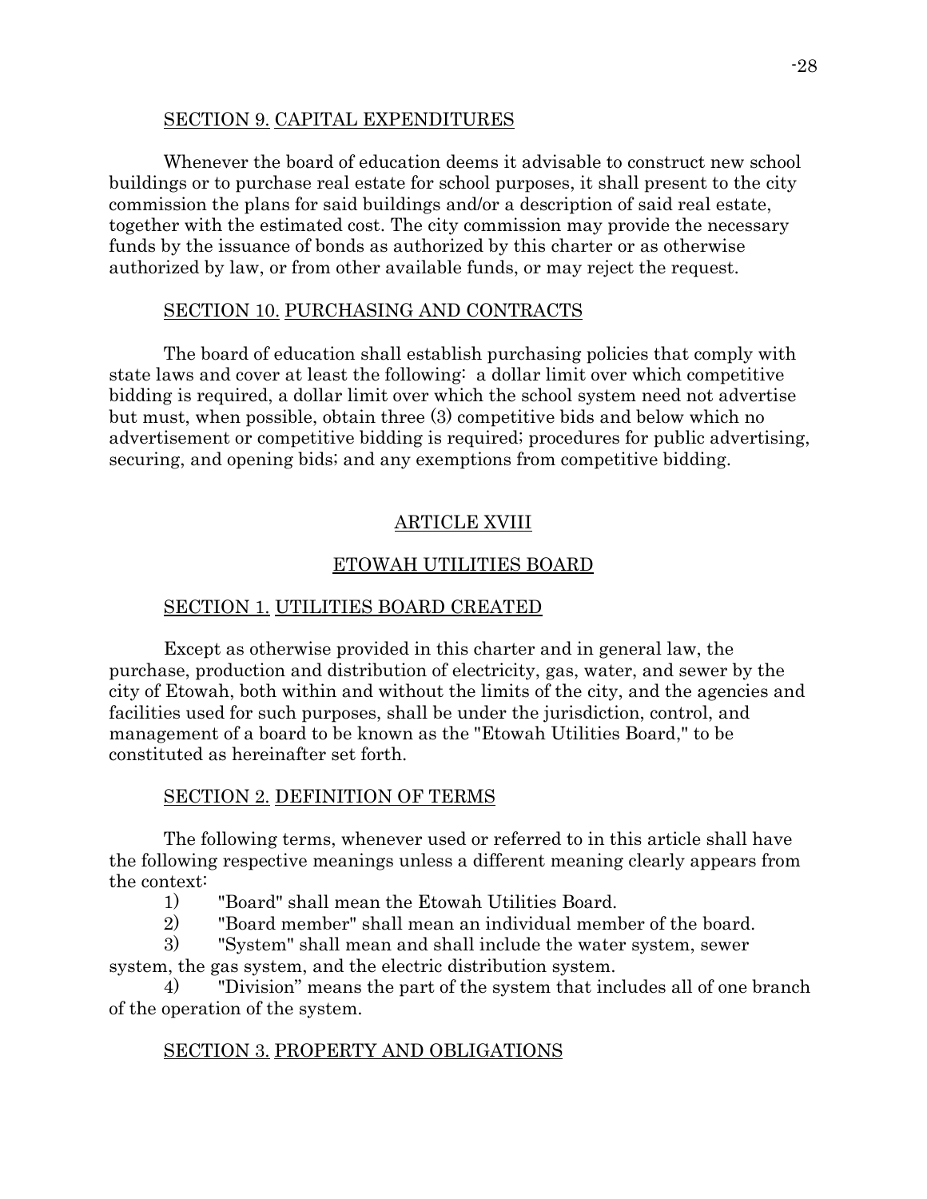SECTION 9. CAPITAL EXPENDITURES

Whenever the board of education deems it advisable to construct new school buildings or to purchase real estate for school purposes, it shall present to the city commission the plans for said buildings and/or a description of said real estate, together with the estimated cost. The city commission may provide the necessary funds by the issuance of bonds as authorized by this charter or as otherwise authorized by law, or from other available funds, or may reject the request.

SECTION 10. PURCHASING AND CONTRACTS

The board of education shall establish purchasing policies that comply with state laws and cover at least the following: a dollar limit over which competitive bidding is required, a dollar limit over which the school system need not advertise but must, when possible, obtain three (3) competitive bids and below which no advertisement or competitive bidding is required; procedures for public advertising, securing, and opening bids; and any exemptions from competitive bidding.

## ARTICLE XVIII

## ETOWAH UTILITIES BOARD

SECTION 1. UTILITIES BOARD CREATED

Except as otherwise provided in this charter and in general law, the purchase, production and distribution of electricity, gas, water, and sewer by the city of Etowah, both within and without the limits of the city, and the agencies and facilities used for such purposes, shall be under the jurisdiction, control, and management of a board to be known as the "Etowah Utilities Board," to be constituted as hereinafter set forth.

SECTION 2. DEFINITION OF TERMS

The following terms, whenever used or referred to in this article shall have the following respective meanings unless a different meaning clearly appears from the context:

1) "Board" shall mean the Etowah Utilities Board.
2) "Board member" shall mean an individual member of the board.
3) "System" shall mean and shall include the water system, sewer system, the gas system, and the electric distribution system.
4) "Division" means the part of the system that includes all of one branch of the operation of the system.

SECTION 3. PROPERTY AND OBLIGATIONS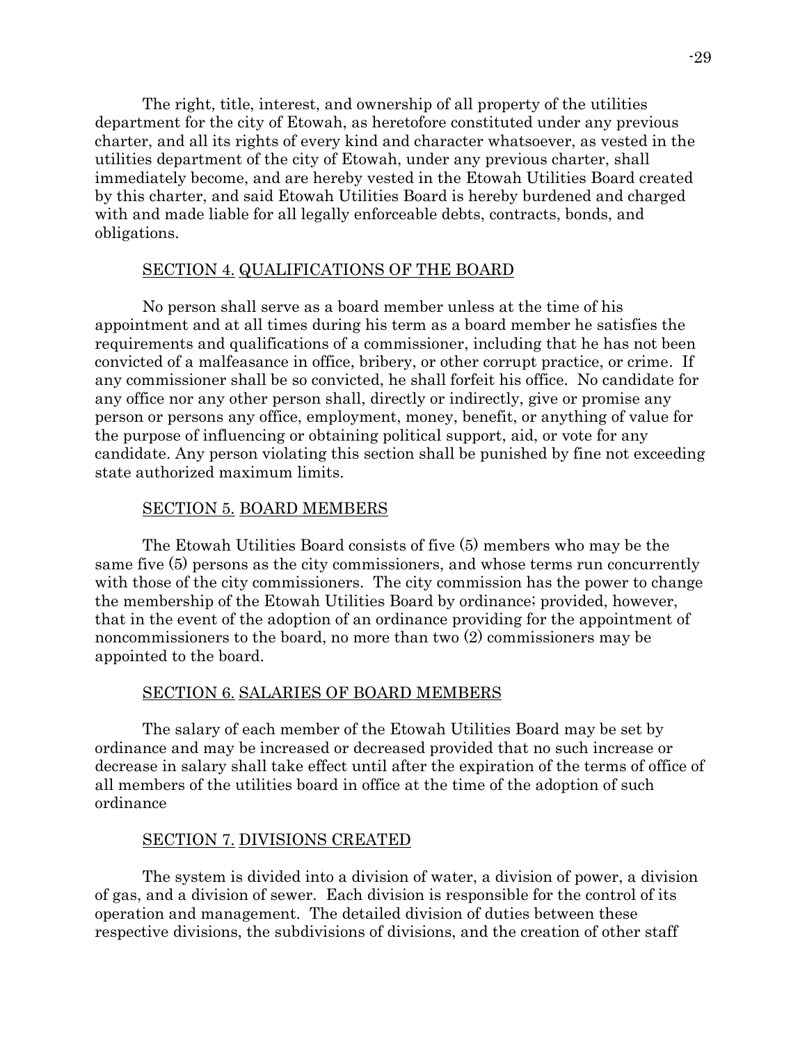The right, title, interest, and ownership of all property of the utilities department for the city of Etowah, as heretofore constituted under any previous charter, and all its rights of every kind and character whatsoever, as vested in the utilities department of the city of Etowah, under any previous charter, shall immediately become, and are hereby vested in the Etowah Utilities Board created by this charter, and said Etowah Utilities Board is hereby burdened and charged with and made liable for all legally enforceable debts, contracts, bonds, and obligations.

SECTION 4. QUALIFICATIONS OF THE BOARD

No person shall serve as a board member unless at the time of his appointment and at all times during his term as a board member he satisfies the requirements and qualifications of a commissioner, including that he has not been convicted of a malfeasance in office, bribery, or other corrupt practice, or crime. If any commissioner shall be so convicted, he shall forfeit his office. No candidate for any office nor any other person shall, directly or indirectly, give or promise any person or persons any office, employment, money, benefit, or anything of value for the purpose of influencing or obtaining political support, aid, or vote for any candidate. Any person violating this section shall be punished by fine not exceeding state authorized maximum limits.

SECTION 5. BOARD MEMBERS

The Etowah Utilities Board consists of five (5) members who may be the same five (5) persons as the city commissioners, and whose terms run concurrently with those of the city commissioners. The city commission has the power to change the membership of the Etowah Utilities Board by ordinance; provided, however, that in the event of the adoption of an ordinance providing for the appointment of noncommissioners to the board, no more than two (2) commissioners may be appointed to the board.

SECTION 6. SALARIES OF BOARD MEMBERS

The salary of each member of the Etowah Utilities Board may be set by ordinance and may be increased or decreased provided that no such increase or decrease in salary shall take effect until after the expiration of the terms of office of all members of the utilities board in office at the time of the adoption of such ordinance

SECTION 7. DIVISIONS CREATED

The system is divided into a division of water, a division of power, a division of gas, and a division of sewer. Each division is responsible for the control of its operation and management. The detailed division of duties between these respective divisions, the subdivisions of divisions, and the creation of other staff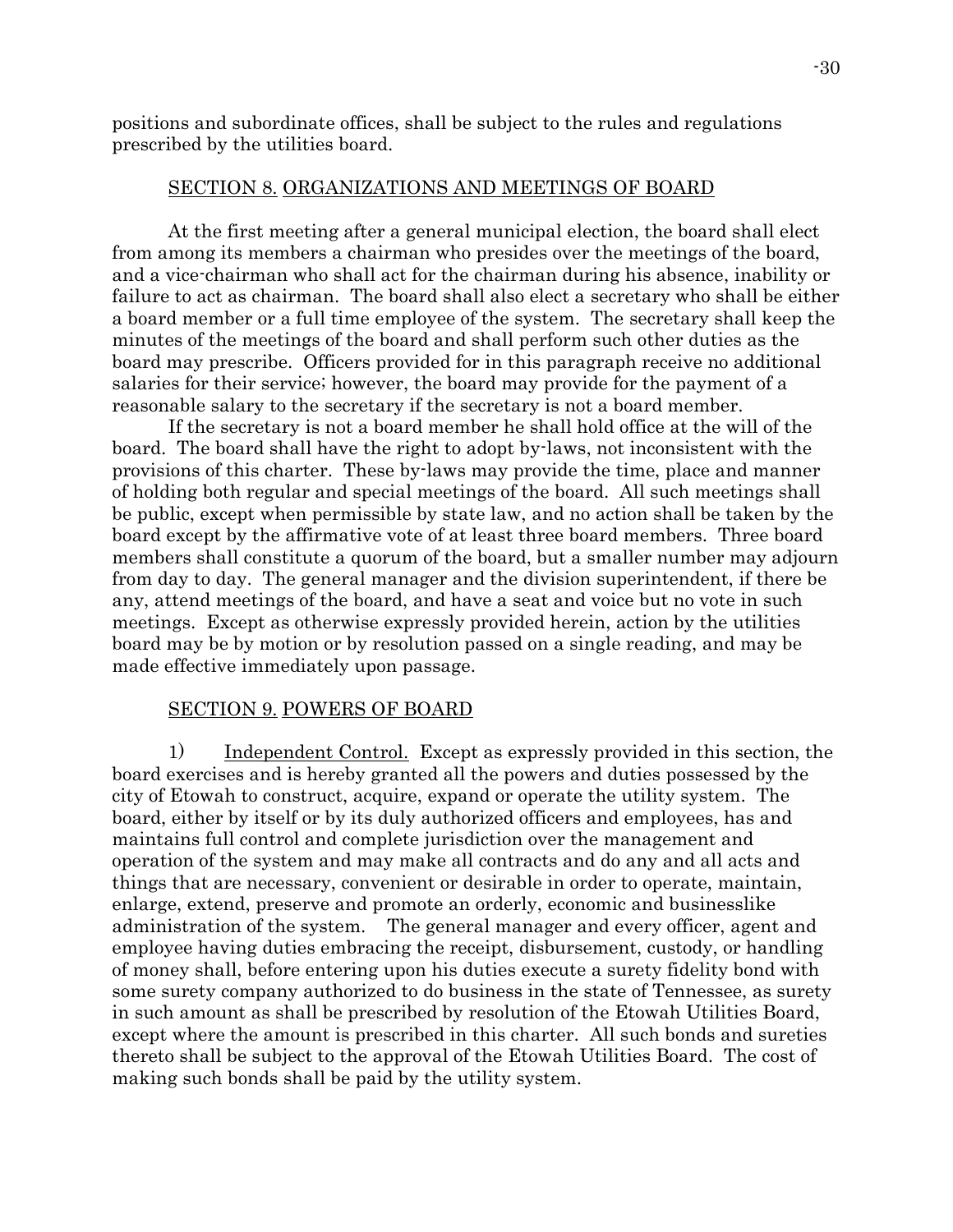positions and subordinate offices, shall be subject to the rules and regulations prescribed by the utilities board.

## SECTION 8. ORGANIZATIONS AND MEETINGS OF BOARD

At the first meeting after a general municipal election, the board shall elect from among its members a chairman who presides over the meetings of the board, and a vice-chairman who shall act for the chairman during his absence, inability or failure to act as chairman. The board shall also elect a secretary who shall be either a board member or a full time employee of the system. The secretary shall keep the minutes of the meetings of the board and shall perform such other duties as the board may prescribe. Officers provided for in this paragraph receive no additional salaries for their service; however, the board may provide for the payment of a reasonable salary to the secretary if the secretary is not a board member.

If the secretary is not a board member he shall hold office at the will of the board. The board shall have the right to adopt by-laws, not inconsistent with the provisions of this charter. These by-laws may provide the time, place and manner of holding both regular and special meetings of the board. All such meetings shall be public, except when permissible by state law, and no action shall be taken by the board except by the affirmative vote of at least three board members. Three board members shall constitute a quorum of the board, but a smaller number may adjourn from day to day. The general manager and the division superintendent, if there be any, attend meetings of the board, and have a seat and voice but no vote in such meetings. Except as otherwise expressly provided herein, action by the utilities board may be by motion or by resolution passed on a single reading, and may be made effective immediately upon passage.

## SECTION 9. POWERS OF BOARD

1) Independent Control. Except as expressly provided in this section, the board exercises and is hereby granted all the powers and duties possessed by the city of Etowah to construct, acquire, expand or operate the utility system. The board, either by itself or by its duly authorized officers and employees, has and maintains full control and complete jurisdiction over the management and operation of the system and may make all contracts and do any and all acts and things that are necessary, convenient or desirable in order to operate, maintain, enlarge, extend, preserve and promote an orderly, economic and businesslike administration of the system. The general manager and every officer, agent and employee having duties embracing the receipt, disbursement, custody, or handling of money shall, before entering upon his duties execute a surety fidelity bond with some surety company authorized to do business in the state of Tennessee, as surety in such amount as shall be prescribed by resolution of the Etowah Utilities Board, except where the amount is prescribed in this charter. All such bonds and sureties thereto shall be subject to the approval of the Etowah Utilities Board. The cost of making such bonds shall be paid by the utility system.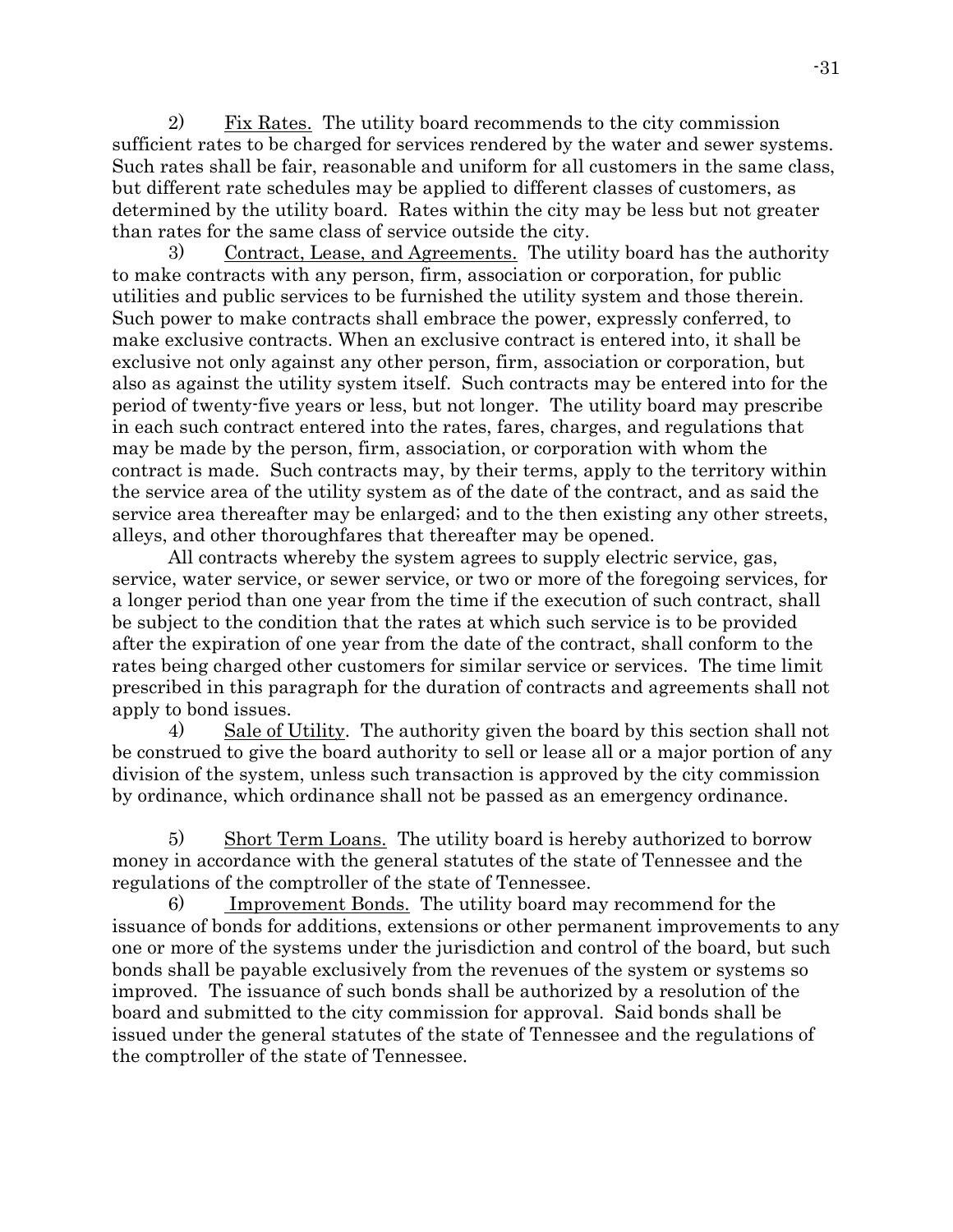2) Fix Rates. The utility board recommends to the city commission sufficient rates to be charged for services rendered by the water and sewer systems. Such rates shall be fair, reasonable and uniform for all customers in the same class, but different rate schedules may be applied to different classes of customers, as determined by the utility board. Rates within the city may be less but not greater than rates for the same class of service outside the city.

3) Contract, Lease, and Agreements. The utility board has the authority to make contracts with any person, firm, association or corporation, for public utilities and public services to be furnished the utility system and those therein. Such power to make contracts shall embrace the power, expressly conferred, to make exclusive contracts. When an exclusive contract is entered into, it shall be exclusive not only against any other person, firm, association or corporation, but also as against the utility system itself. Such contracts may be entered into for the period of twenty-five years or less, but not longer. The utility board may prescribe in each such contract entered into the rates, fares, charges, and regulations that may be made by the person, firm, association, or corporation with whom the contract is made. Such contracts may, by their terms, apply to the territory within the service area of the utility system as of the date of the contract, and as said the service area thereafter may be enlarged; and to the then existing any other streets, alleys, and other thoroughfares that thereafter may be opened.

All contracts whereby the system agrees to supply electric service, gas, service, water service, or sewer service, or two or more of the foregoing services, for a longer period than one year from the time if the execution of such contract, shall be subject to the condition that the rates at which such service is to be provided after the expiration of one year from the date of the contract, shall conform to the rates being charged other customers for similar service or services. The time limit prescribed in this paragraph for the duration of contracts and agreements shall not apply to bond issues.

4) Sale of Utility. The authority given the board by this section shall not be construed to give the board authority to sell or lease all or a major portion of any division of the system, unless such transaction is approved by the city commission by ordinance, which ordinance shall not be passed as an emergency ordinance.

5) Short Term Loans. The utility board is hereby authorized to borrow money in accordance with the general statutes of the state of Tennessee and the regulations of the comptroller of the state of Tennessee.

6) Improvement Bonds. The utility board may recommend for the issuance of bonds for additions, extensions or other permanent improvements to any one or more of the systems under the jurisdiction and control of the board, but such bonds shall be payable exclusively from the revenues of the system or systems so improved. The issuance of such bonds shall be authorized by a resolution of the board and submitted to the city commission for approval. Said bonds shall be issued under the general statutes of the state of Tennessee and the regulations of the comptroller of the state of Tennessee.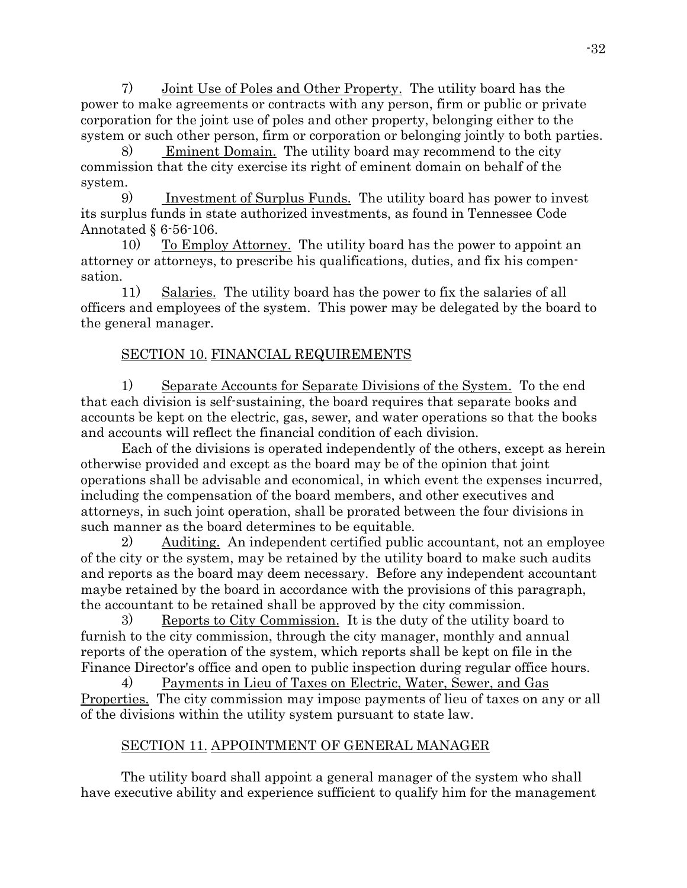7) Joint Use of Poles and Other Property. The utility board has the power to make agreements or contracts with any person, firm or public or private corporation for the joint use of poles and other property, belonging either to the system or such other person, firm or corporation or belonging jointly to both parties.

8) Eminent Domain. The utility board may recommend to the city commission that the city exercise its right of eminent domain on behalf of the system.

9) Investment of Surplus Funds. The utility board has power to invest its surplus funds in state authorized investments, as found in Tennessee Code Annotated § 6-56-106.

10) To Employ Attorney. The utility board has the power to appoint an attorney or attorneys, to prescribe his qualifications, duties, and fix his compensation.

11) Salaries. The utility board has the power to fix the salaries of all officers and employees of the system. This power may be delegated by the board to the general manager.

## SECTION 10. FINANCIAL REQUIREMENTS

1) Separate Accounts for Separate Divisions of the System. To the end that each division is self-sustaining, the board requires that separate books and accounts be kept on the electric, gas, sewer, and water operations so that the books and accounts will reflect the financial condition of each division.

Each of the divisions is operated independently of the others, except as herein otherwise provided and except as the board may be of the opinion that joint operations shall be advisable and economical, in which event the expenses incurred, including the compensation of the board members, and other executives and attorneys, in such joint operation, shall be prorated between the four divisions in such manner as the board determines to be equitable.

2) Auditing. An independent certified public accountant, not an employee of the city or the system, may be retained by the utility board to make such audits and reports as the board may deem necessary. Before any independent accountant maybe retained by the board in accordance with the provisions of this paragraph, the accountant to be retained shall be approved by the city commission.

3) Reports to City Commission. It is the duty of the utility board to furnish to the city commission, through the city manager, monthly and annual reports of the operation of the system, which reports shall be kept on file in the Finance Director's office and open to public inspection during regular office hours.

4) Payments in Lieu of Taxes on Electric, Water, Sewer, and Gas Properties. The city commission may impose payments of lieu of taxes on any or all of the divisions within the utility system pursuant to state law.

## SECTION 11. APPOINTMENT OF GENERAL MANAGER

The utility board shall appoint a general manager of the system who shall have executive ability and experience sufficient to qualify him for the management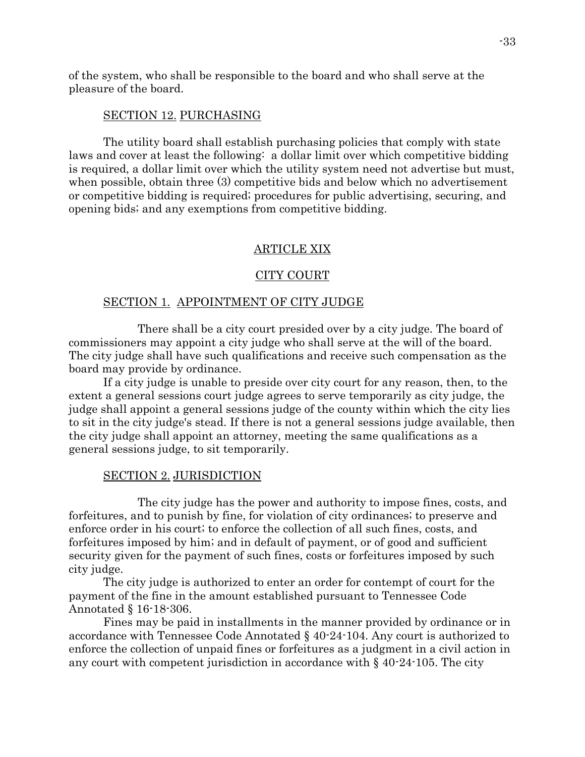of the system, who shall be responsible to the board and who shall serve at the pleasure of the board.

SECTION 12. PURCHASING

The utility board shall establish purchasing policies that comply with state laws and cover at least the following: a dollar limit over which competitive bidding is required, a dollar limit over which the utility system need not advertise but must, when possible, obtain three (3) competitive bids and below which no advertisement or competitive bidding is required; procedures for public advertising, securing, and opening bids; and any exemptions from competitive bidding.

## ARTICLE XIX

## CITY COURT

SECTION 1. APPOINTMENT OF CITY JUDGE

There shall be a city court presided over by a city judge. The board of commissioners may appoint a city judge who shall serve at the will of the board. The city judge shall have such qualifications and receive such compensation as the board may provide by ordinance.

If a city judge is unable to preside over city court for any reason, then, to the extent a general sessions court judge agrees to serve temporarily as city judge, the judge shall appoint a general sessions judge of the county within which the city lies to sit in the city judge's stead. If there is not a general sessions judge available, then the city judge shall appoint an attorney, meeting the same qualifications as a general sessions judge, to sit temporarily.

SECTION 2. JURISDICTION

The city judge has the power and authority to impose fines, costs, and forfeitures, and to punish by fine, for violation of city ordinances; to preserve and enforce order in his court; to enforce the collection of all such fines, costs, and forfeitures imposed by him; and in default of payment, or of good and sufficient security given for the payment of such fines, costs or forfeitures imposed by such city judge.

The city judge is authorized to enter an order for contempt of court for the payment of the fine in the amount established pursuant to Tennessee Code Annotated § 16-18-306.

Fines may be paid in installments in the manner provided by ordinance or in accordance with Tennessee Code Annotated § 40-24-104. Any court is authorized to enforce the collection of unpaid fines or forfeitures as a judgment in a civil action in any court with competent jurisdiction in accordance with § 40-24-105. The city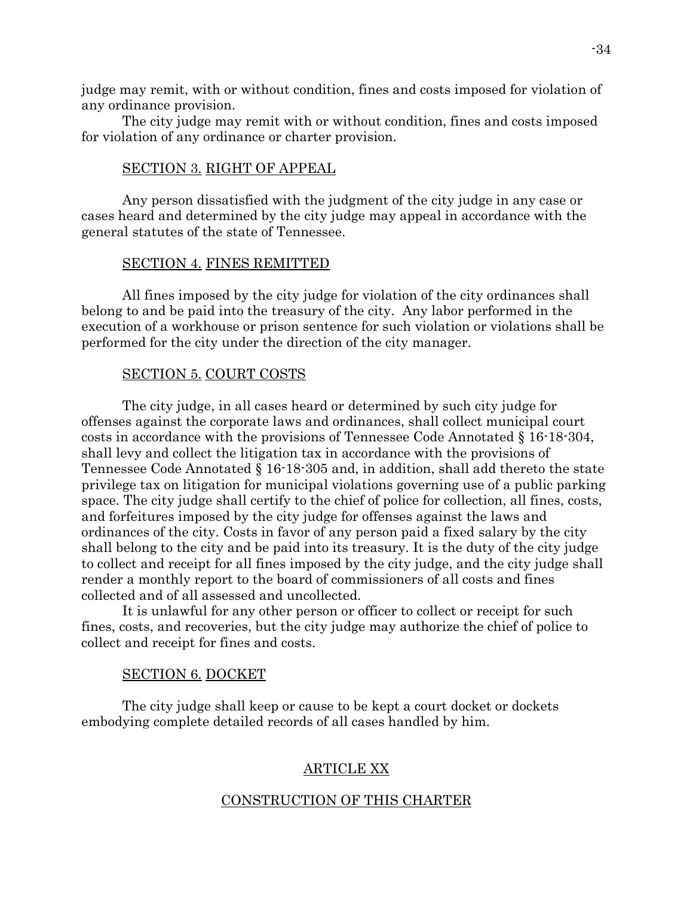judge may remit, with or without condition, fines and costs imposed for violation of any ordinance provision.

The city judge may remit with or without condition, fines and costs imposed for violation of any ordinance or charter provision.

SECTION 3. RIGHT OF APPEAL

Any person dissatisfied with the judgment of the city judge in any case or cases heard and determined by the city judge may appeal in accordance with the general statutes of the state of Tennessee.

SECTION 4. FINES REMITTED

All fines imposed by the city judge for violation of the city ordinances shall belong to and be paid into the treasury of the city. Any labor performed in the execution of a workhouse or prison sentence for such violation or violations shall be performed for the city under the direction of the city manager.

SECTION 5. COURT COSTS

The city judge, in all cases heard or determined by such city judge for offenses against the corporate laws and ordinances, shall collect municipal court costs in accordance with the provisions of Tennessee Code Annotated § 16-18-304, shall levy and collect the litigation tax in accordance with the provisions of Tennessee Code Annotated § 16-18-305 and, in addition, shall add thereto the state privilege tax on litigation for municipal violations governing use of a public parking space. The city judge shall certify to the chief of police for collection, all fines, costs, and forfeitures imposed by the city judge for offenses against the laws and ordinances of the city. Costs in favor of any person paid a fixed salary by the city shall belong to the city and be paid into its treasury. It is the duty of the city judge to collect and receipt for all fines imposed by the city judge, and the city judge shall render a monthly report to the board of commissioners of all costs and fines collected and of all assessed and uncollected.

It is unlawful for any other person or officer to collect or receipt for such fines, costs, and recoveries, but the city judge may authorize the chief of police to collect and receipt for fines and costs.

SECTION 6. DOCKET

The city judge shall keep or cause to be kept a court docket or dockets embodying complete detailed records of all cases handled by him.

## ARTICLE XX

## CONSTRUCTION OF THIS CHARTER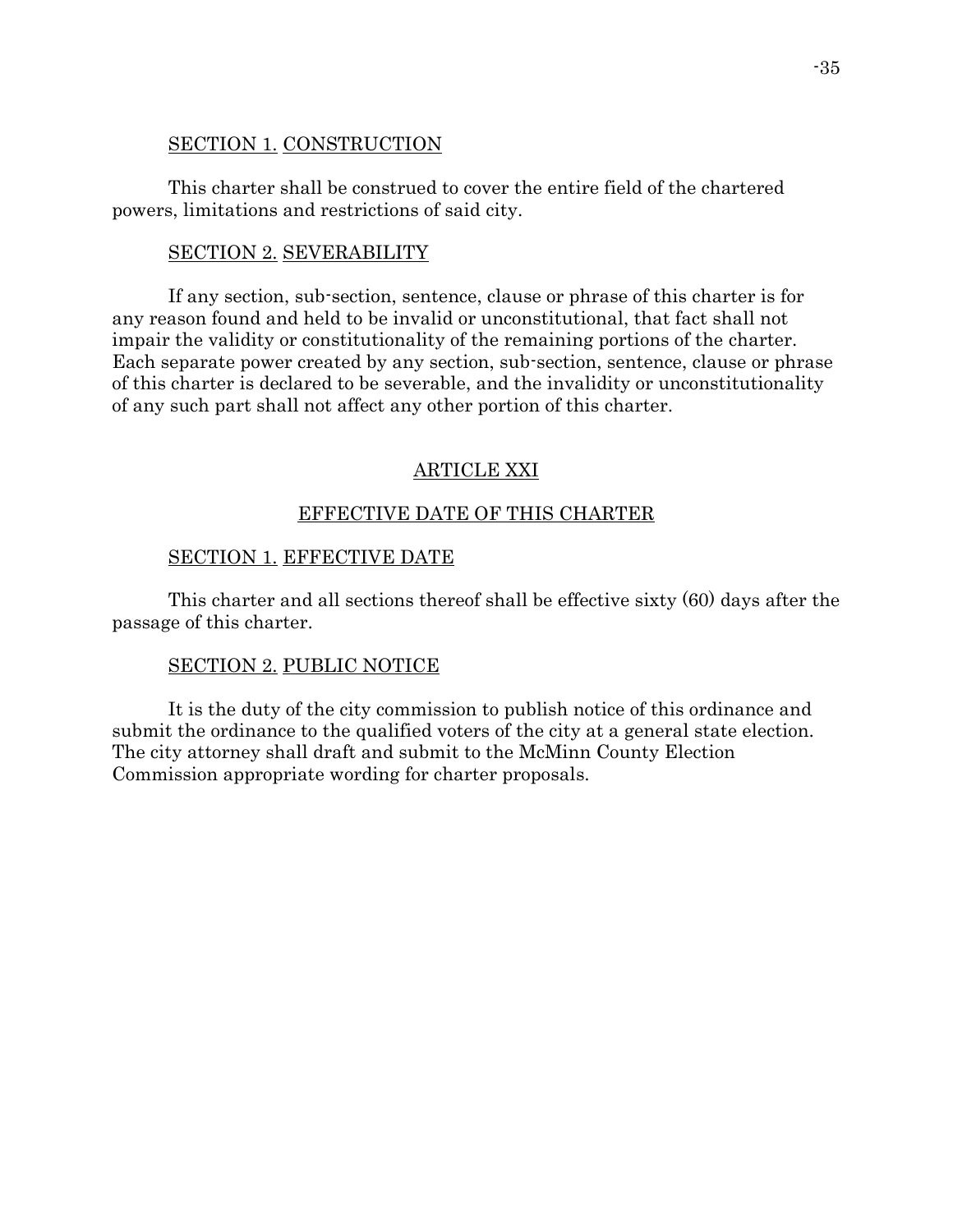### SECTION 1. CONSTRUCTION

This charter shall be construed to cover the entire field of the chartered powers, limitations and restrictions of said city.

### SECTION 2. SEVERABILITY

If any section, sub-section, sentence, clause or phrase of this charter is for any reason found and held to be invalid or unconstitutional, that fact shall not impair the validity or constitutionality of the remaining portions of the charter. Each separate power created by any section, sub-section, sentence, clause or phrase of this charter is declared to be severable, and the invalidity or unconstitutionality of any such part shall not affect any other portion of this charter.

## ARTICLE XXI

## EFFECTIVE DATE OF THIS CHARTER

### SECTION 1. EFFECTIVE DATE

This charter and all sections thereof shall be effective sixty (60) days after the passage of this charter.

### SECTION 2. PUBLIC NOTICE

It is the duty of the city commission to publish notice of this ordinance and submit the ordinance to the qualified voters of the city at a general state election. The city attorney shall draft and submit to the McMinn County Election Commission appropriate wording for charter proposals.